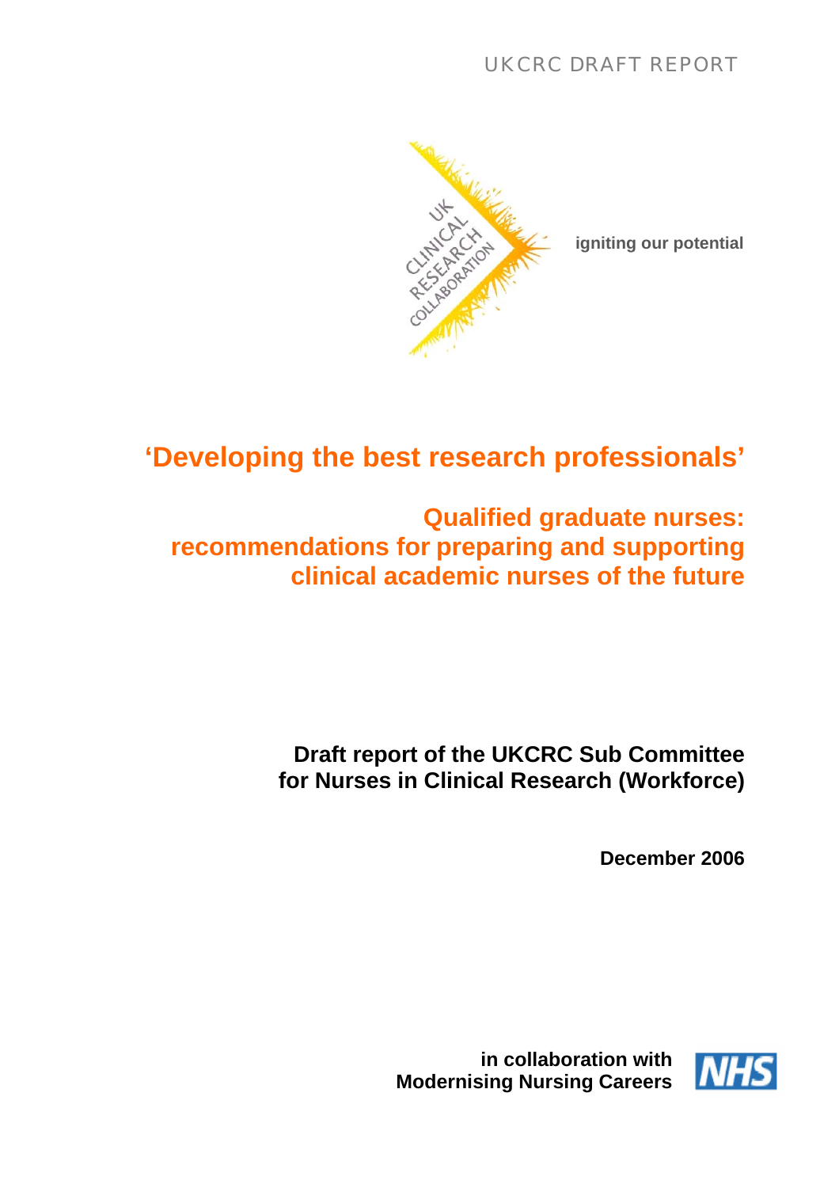UKCRC DRAFT REPORT

UK CLINICAL RESEARCH COLLABORATION

igniting our potential

# 'Developing the best research professionals'

## Qualified graduate nurses: recommendations for preparing and supporting clinical academic nurses of the future

**Draft report of the UKCRC Sub Committee for Nurses in Clinical Research (Workforce)**

**December 2006**

**in collaboration with Modernising Nursing Careers**

NHS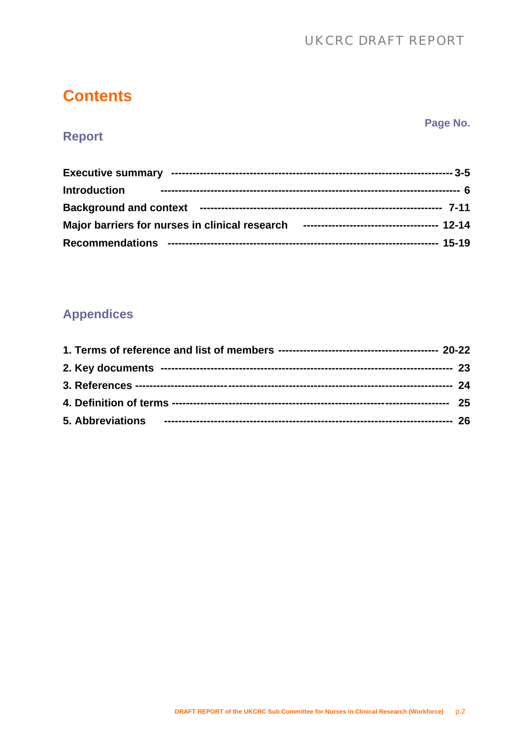# Contents

## Report

| | Page No. |
|---|---|
| **Executive summary** | **3-5** |
| **Introduction** | **6** |
| **Background and context** | **7-11** |
| **Major barriers for nurses in clinical research** | **12-14** |
| **Recommendations** | **15-19** |

## Appendices

| | |
|---|---|
| **1. Terms of reference and list of members** | **20-22** |
| **2. Key documents** | **23** |
| **3. References** | **24** |
| **4. Definition of terms** | **25** |
| **5. Abbreviations** | **26** |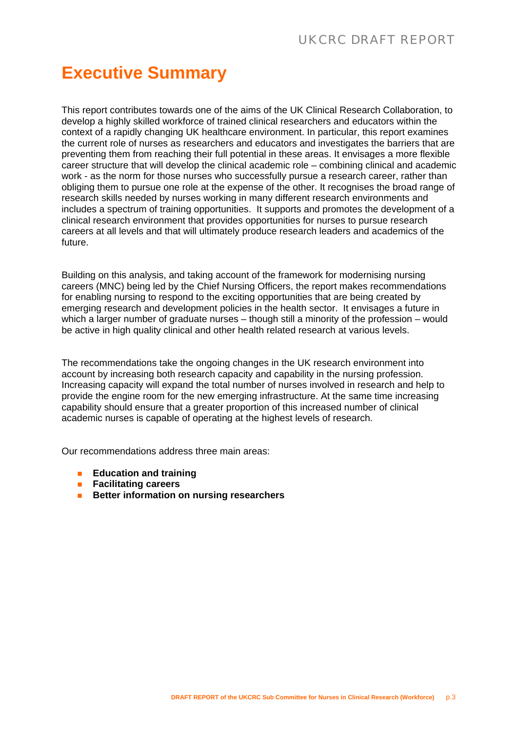# Executive Summary

This report contributes towards one of the aims of the UK Clinical Research Collaboration, to develop a highly skilled workforce of trained clinical researchers and educators within the context of a rapidly changing UK healthcare environment. In particular, this report examines the current role of nurses as researchers and educators and investigates the barriers that are preventing them from reaching their full potential in these areas. It envisages a more flexible career structure that will develop the clinical academic role – combining clinical and academic work - as the norm for those nurses who successfully pursue a research career, rather than obliging them to pursue one role at the expense of the other. It recognises the broad range of research skills needed by nurses working in many different research environments and includes a spectrum of training opportunities. It supports and promotes the development of a clinical research environment that provides opportunities for nurses to pursue research careers at all levels and that will ultimately produce research leaders and academics of the future.

Building on this analysis, and taking account of the framework for modernising nursing careers (MNC) being led by the Chief Nursing Officers, the report makes recommendations for enabling nursing to respond to the exciting opportunities that are being created by emerging research and development policies in the health sector. It envisages a future in which a larger number of graduate nurses – though still a minority of the profession – would be active in high quality clinical and other health related research at various levels.

The recommendations take the ongoing changes in the UK research environment into account by increasing both research capacity and capability in the nursing profession. Increasing capacity will expand the total number of nurses involved in research and help to provide the engine room for the new emerging infrastructure. At the same time increasing capability should ensure that a greater proportion of this increased number of clinical academic nurses is capable of operating at the highest levels of research.

Our recommendations address three main areas:

- **Education and training**
- **Facilitating careers**
- **Better information on nursing researchers**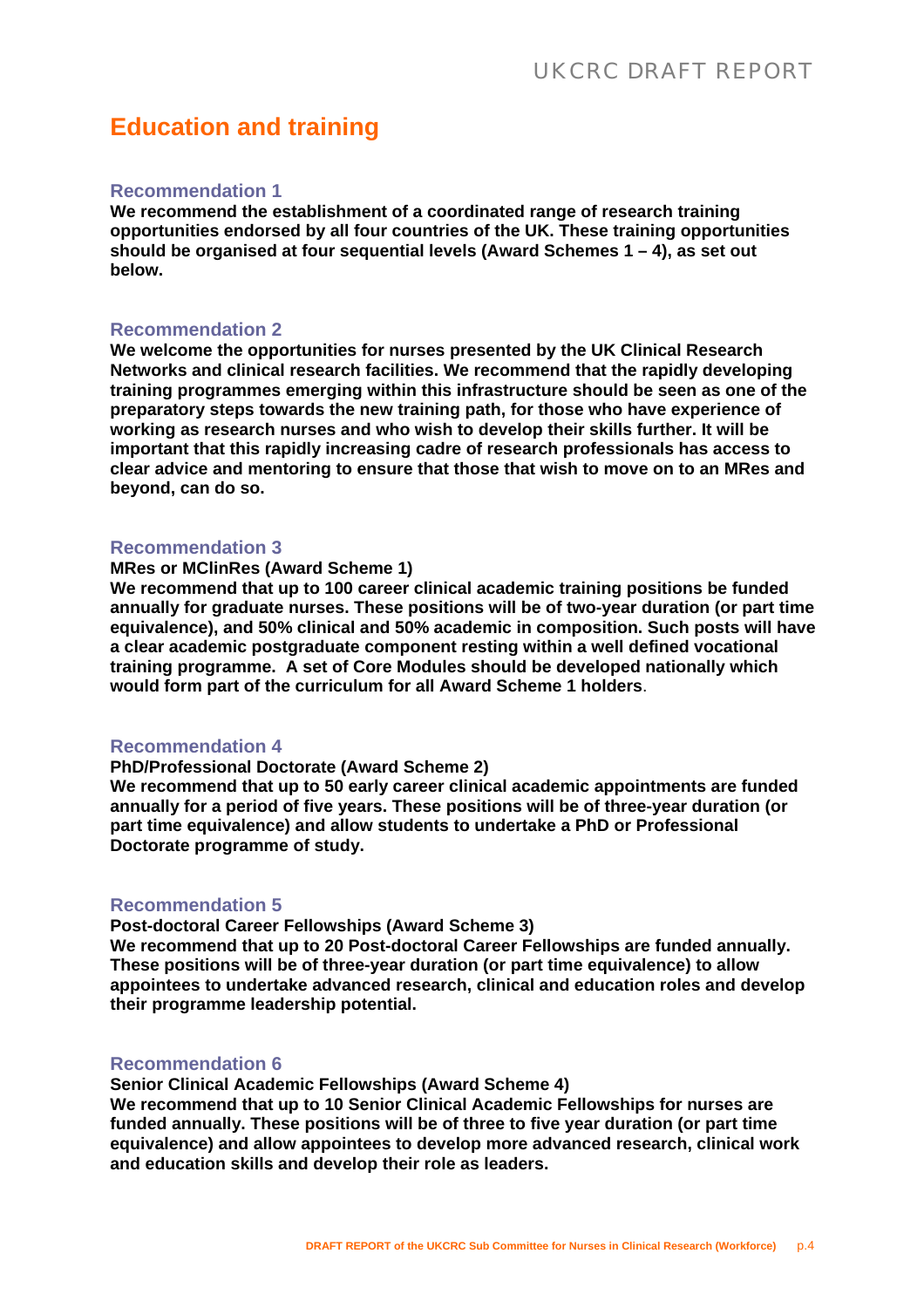# Education and training

### Recommendation 1

**We recommend the establishment of a coordinated range of research training opportunities endorsed by all four countries of the UK. These training opportunities should be organised at four sequential levels (Award Schemes 1 – 4), as set out below.**

### Recommendation 2

**We welcome the opportunities for nurses presented by the UK Clinical Research Networks and clinical research facilities. We recommend that the rapidly developing training programmes emerging within this infrastructure should be seen as one of the preparatory steps towards the new training path, for those who have experience of working as research nurses and who wish to develop their skills further. It will be important that this rapidly increasing cadre of research professionals has access to clear advice and mentoring to ensure that those that wish to move on to an MRes and beyond, can do so.**

### Recommendation 3

**MRes or MClinRes (Award Scheme 1)**

**We recommend that up to 100 career clinical academic training positions be funded annually for graduate nurses. These positions will be of two-year duration (or part time equivalence), and 50% clinical and 50% academic in composition. Such posts will have a clear academic postgraduate component resting within a well defined vocational training programme. A set of Core Modules should be developed nationally which would form part of the curriculum for all Award Scheme 1 holders**.

### Recommendation 4

**PhD/Professional Doctorate (Award Scheme 2)**

**We recommend that up to 50 early career clinical academic appointments are funded annually for a period of five years. These positions will be of three-year duration (or part time equivalence) and allow students to undertake a PhD or Professional Doctorate programme of study.**

### Recommendation 5

**Post-doctoral Career Fellowships (Award Scheme 3)**

**We recommend that up to 20 Post-doctoral Career Fellowships are funded annually. These positions will be of three-year duration (or part time equivalence) to allow appointees to undertake advanced research, clinical and education roles and develop their programme leadership potential.**

### Recommendation 6

**Senior Clinical Academic Fellowships (Award Scheme 4)**

**We recommend that up to 10 Senior Clinical Academic Fellowships for nurses are funded annually. These positions will be of three to five year duration (or part time equivalence) and allow appointees to develop more advanced research, clinical work and education skills and develop their role as leaders.**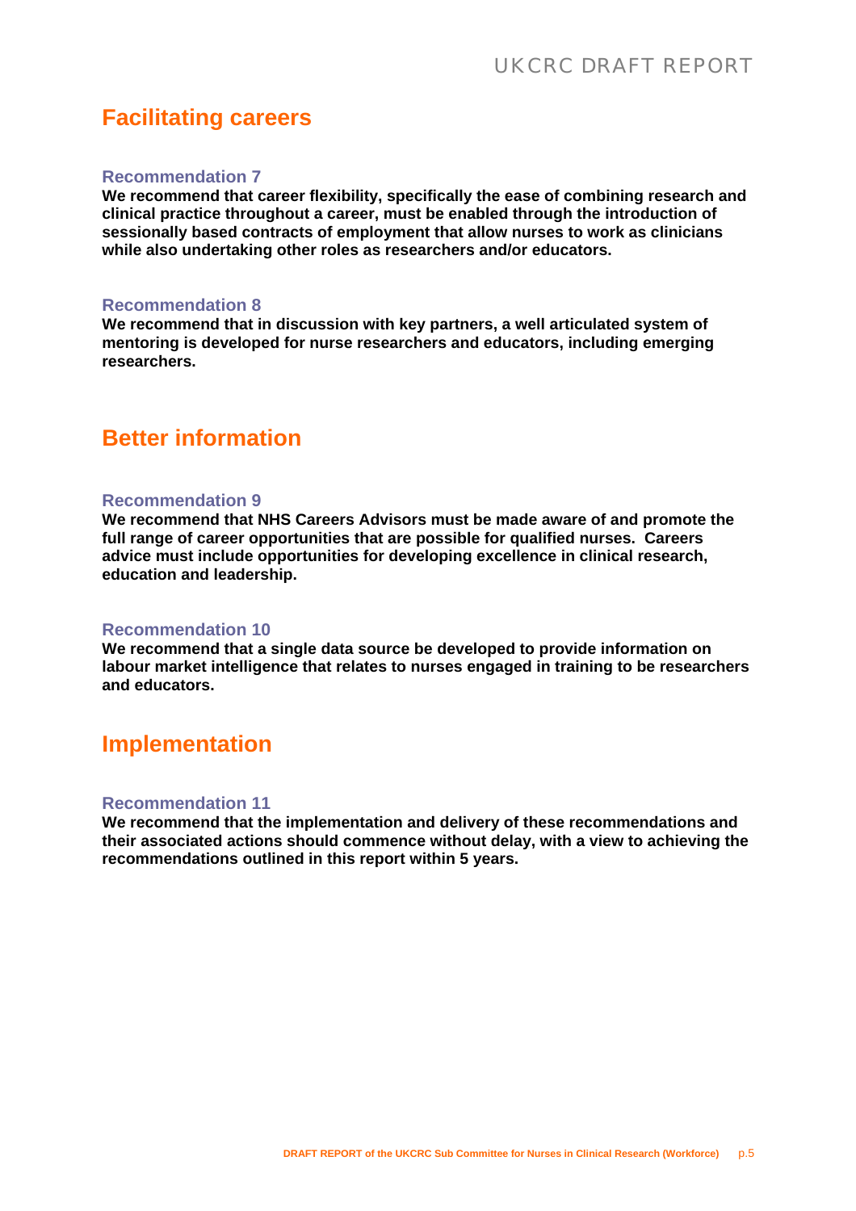## Facilitating careers

### Recommendation 7

**We recommend that career flexibility, specifically the ease of combining research and clinical practice throughout a career, must be enabled through the introduction of sessionally based contracts of employment that allow nurses to work as clinicians while also undertaking other roles as researchers and/or educators.**

### Recommendation 8

**We recommend that in discussion with key partners, a well articulated system of mentoring is developed for nurse researchers and educators, including emerging researchers.**

## Better information

### Recommendation 9

**We recommend that NHS Careers Advisors must be made aware of and promote the full range of career opportunities that are possible for qualified nurses. Careers advice must include opportunities for developing excellence in clinical research, education and leadership.**

### Recommendation 10

**We recommend that a single data source be developed to provide information on labour market intelligence that relates to nurses engaged in training to be researchers and educators.**

## Implementation

### Recommendation 11

**We recommend that the implementation and delivery of these recommendations and their associated actions should commence without delay, with a view to achieving the recommendations outlined in this report within 5 years.**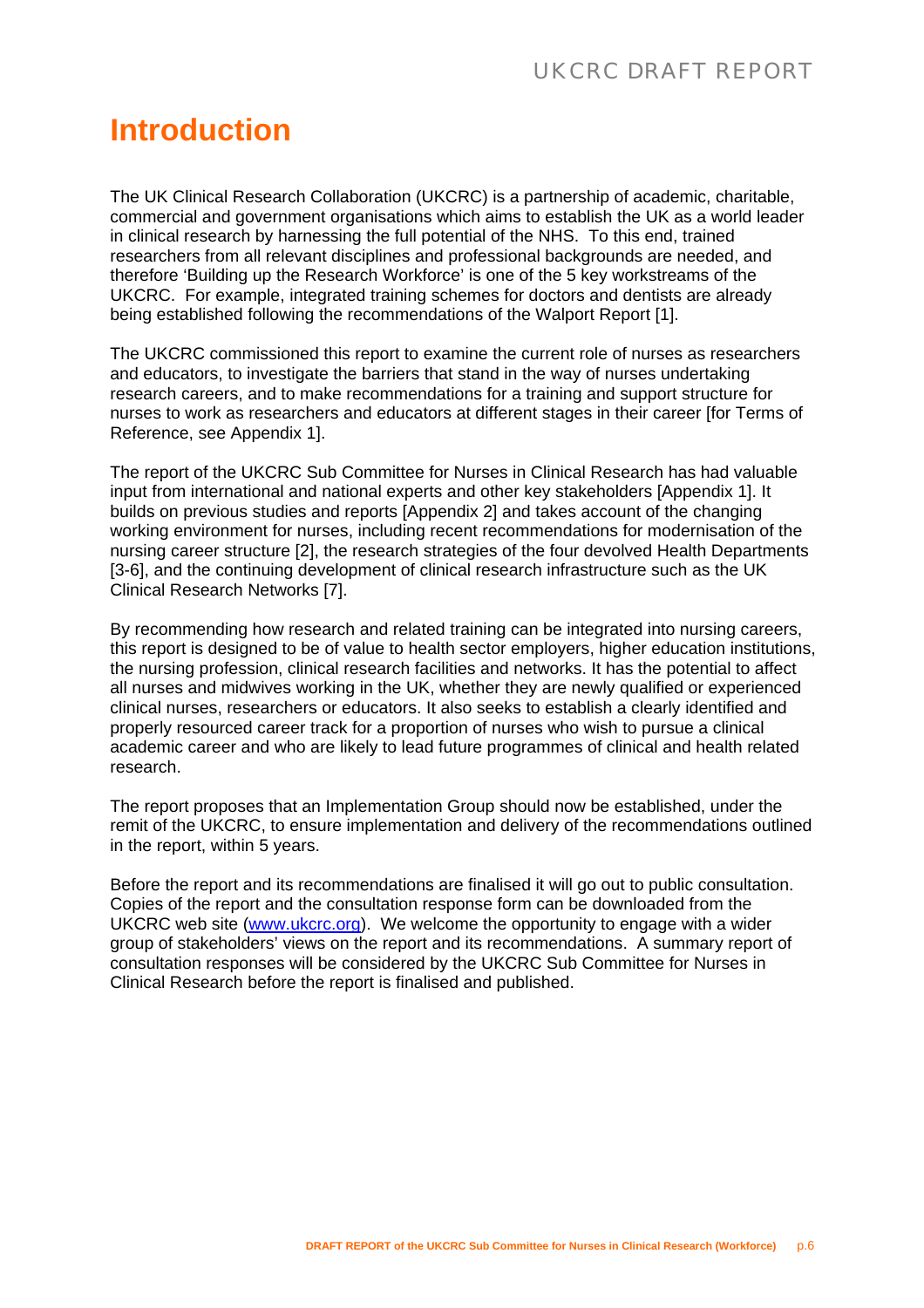# Introduction

The UK Clinical Research Collaboration (UKCRC) is a partnership of academic, charitable, commercial and government organisations which aims to establish the UK as a world leader in clinical research by harnessing the full potential of the NHS. To this end, trained researchers from all relevant disciplines and professional backgrounds are needed, and therefore 'Building up the Research Workforce' is one of the 5 key workstreams of the UKCRC. For example, integrated training schemes for doctors and dentists are already being established following the recommendations of the Walport Report [1].

The UKCRC commissioned this report to examine the current role of nurses as researchers and educators, to investigate the barriers that stand in the way of nurses undertaking research careers, and to make recommendations for a training and support structure for nurses to work as researchers and educators at different stages in their career [for Terms of Reference, see Appendix 1].

The report of the UKCRC Sub Committee for Nurses in Clinical Research has had valuable input from international and national experts and other key stakeholders [Appendix 1]. It builds on previous studies and reports [Appendix 2] and takes account of the changing working environment for nurses, including recent recommendations for modernisation of the nursing career structure [2], the research strategies of the four devolved Health Departments [3-6], and the continuing development of clinical research infrastructure such as the UK Clinical Research Networks [7].

By recommending how research and related training can be integrated into nursing careers, this report is designed to be of value to health sector employers, higher education institutions, the nursing profession, clinical research facilities and networks. It has the potential to affect all nurses and midwives working in the UK, whether they are newly qualified or experienced clinical nurses, researchers or educators. It also seeks to establish a clearly identified and properly resourced career track for a proportion of nurses who wish to pursue a clinical academic career and who are likely to lead future programmes of clinical and health related research.

The report proposes that an Implementation Group should now be established, under the remit of the UKCRC, to ensure implementation and delivery of the recommendations outlined in the report, within 5 years.

Before the report and its recommendations are finalised it will go out to public consultation. Copies of the report and the consultation response form can be downloaded from the UKCRC web site (www.ukcrc.org). We welcome the opportunity to engage with a wider group of stakeholders' views on the report and its recommendations. A summary report of consultation responses will be considered by the UKCRC Sub Committee for Nurses in Clinical Research before the report is finalised and published.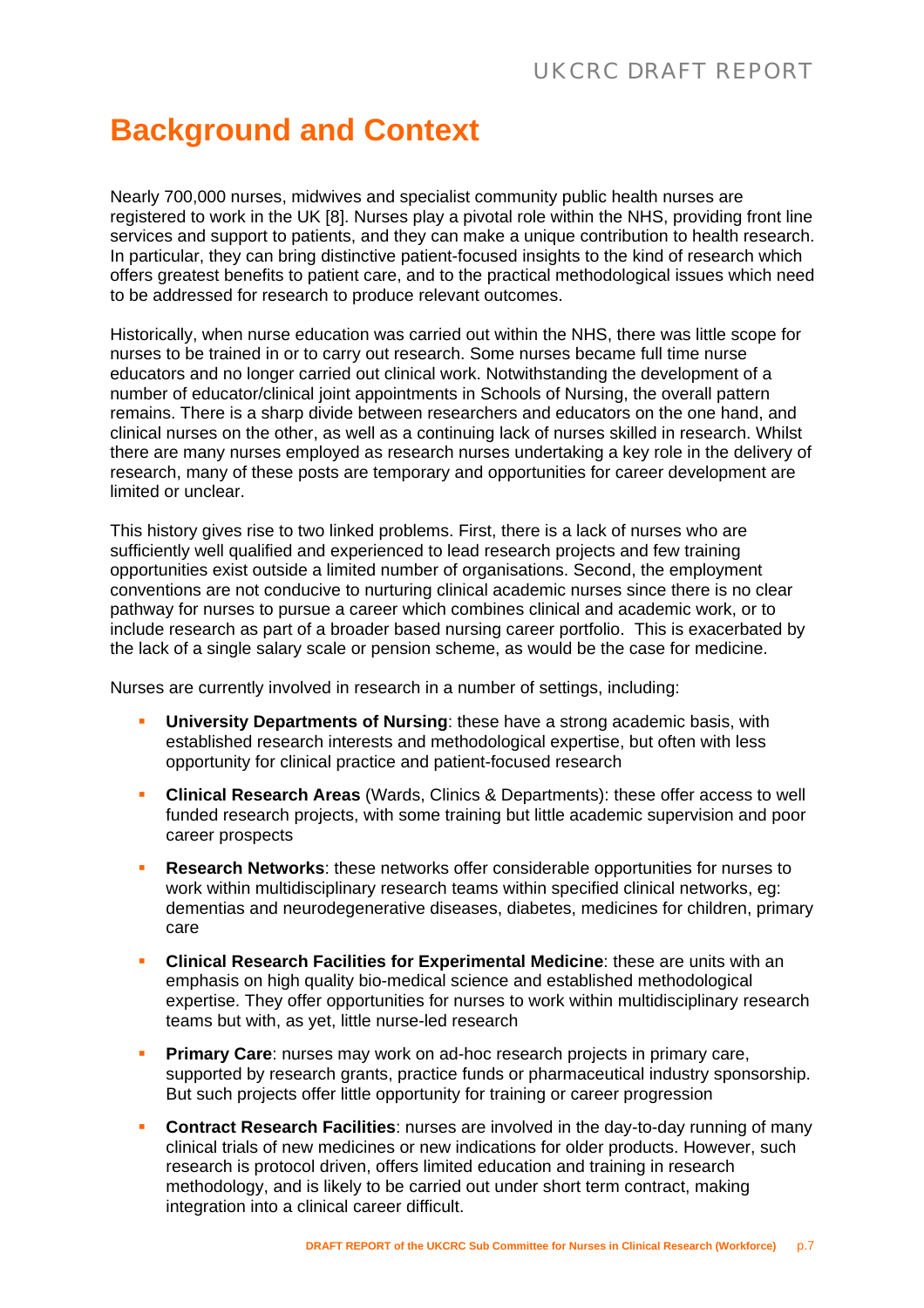# Background and Context

Nearly 700,000 nurses, midwives and specialist community public health nurses are registered to work in the UK [8]. Nurses play a pivotal role within the NHS, providing front line services and support to patients, and they can make a unique contribution to health research. In particular, they can bring distinctive patient-focused insights to the kind of research which offers greatest benefits to patient care, and to the practical methodological issues which need to be addressed for research to produce relevant outcomes.

Historically, when nurse education was carried out within the NHS, there was little scope for nurses to be trained in or to carry out research. Some nurses became full time nurse educators and no longer carried out clinical work. Notwithstanding the development of a number of educator/clinical joint appointments in Schools of Nursing, the overall pattern remains. There is a sharp divide between researchers and educators on the one hand, and clinical nurses on the other, as well as a continuing lack of nurses skilled in research. Whilst there are many nurses employed as research nurses undertaking a key role in the delivery of research, many of these posts are temporary and opportunities for career development are limited or unclear.

This history gives rise to two linked problems. First, there is a lack of nurses who are sufficiently well qualified and experienced to lead research projects and few training opportunities exist outside a limited number of organisations. Second, the employment conventions are not conducive to nurturing clinical academic nurses since there is no clear pathway for nurses to pursue a career which combines clinical and academic work, or to include research as part of a broader based nursing career portfolio. This is exacerbated by the lack of a single salary scale or pension scheme, as would be the case for medicine.

Nurses are currently involved in research in a number of settings, including:

- **University Departments of Nursing**: these have a strong academic basis, with established research interests and methodological expertise, but often with less opportunity for clinical practice and patient-focused research
- **Clinical Research Areas** (Wards, Clinics & Departments): these offer access to well funded research projects, with some training but little academic supervision and poor career prospects
- **Research Networks**: these networks offer considerable opportunities for nurses to work within multidisciplinary research teams within specified clinical networks, eg: dementias and neurodegenerative diseases, diabetes, medicines for children, primary care
- **Clinical Research Facilities for Experimental Medicine**: these are units with an emphasis on high quality bio-medical science and established methodological expertise. They offer opportunities for nurses to work within multidisciplinary research teams but with, as yet, little nurse-led research
- **Primary Care**: nurses may work on ad-hoc research projects in primary care, supported by research grants, practice funds or pharmaceutical industry sponsorship. But such projects offer little opportunity for training or career progression
- **Contract Research Facilities**: nurses are involved in the day-to-day running of many clinical trials of new medicines or new indications for older products. However, such research is protocol driven, offers limited education and training in research methodology, and is likely to be carried out under short term contract, making integration into a clinical career difficult.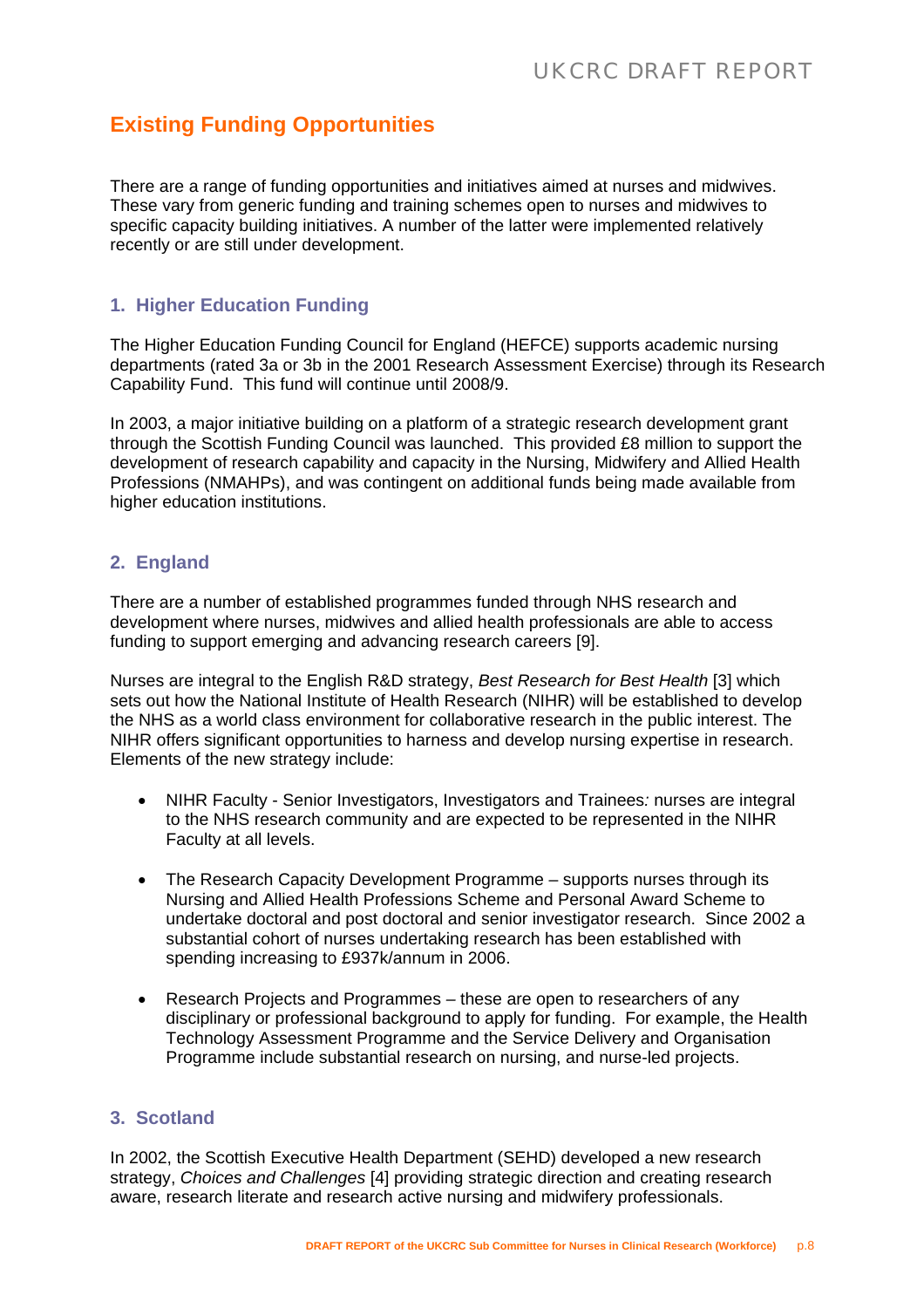## Existing Funding Opportunities

There are a range of funding opportunities and initiatives aimed at nurses and midwives. These vary from generic funding and training schemes open to nurses and midwives to specific capacity building initiatives. A number of the latter were implemented relatively recently or are still under development.

### 1. Higher Education Funding

The Higher Education Funding Council for England (HEFCE) supports academic nursing departments (rated 3a or 3b in the 2001 Research Assessment Exercise) through its Research Capability Fund. This fund will continue until 2008/9.

In 2003, a major initiative building on a platform of a strategic research development grant through the Scottish Funding Council was launched. This provided £8 million to support the development of research capability and capacity in the Nursing, Midwifery and Allied Health Professions (NMAHPs), and was contingent on additional funds being made available from higher education institutions.

### 2. England

There are a number of established programmes funded through NHS research and development where nurses, midwives and allied health professionals are able to access funding to support emerging and advancing research careers [9].

Nurses are integral to the English R&D strategy, *Best Research for Best Health* [3] which sets out how the National Institute of Health Research (NIHR) will be established to develop the NHS as a world class environment for collaborative research in the public interest. The NIHR offers significant opportunities to harness and develop nursing expertise in research. Elements of the new strategy include:

- NIHR Faculty - Senior Investigators, Investigators and Trainees*:* nurses are integral to the NHS research community and are expected to be represented in the NIHR Faculty at all levels.
- The Research Capacity Development Programme – supports nurses through its Nursing and Allied Health Professions Scheme and Personal Award Scheme to undertake doctoral and post doctoral and senior investigator research. Since 2002 a substantial cohort of nurses undertaking research has been established with spending increasing to £937k/annum in 2006.
- Research Projects and Programmes – these are open to researchers of any disciplinary or professional background to apply for funding. For example, the Health Technology Assessment Programme and the Service Delivery and Organisation Programme include substantial research on nursing, and nurse-led projects.

### 3. Scotland

In 2002, the Scottish Executive Health Department (SEHD) developed a new research strategy, *Choices and Challenges* [4] providing strategic direction and creating research aware, research literate and research active nursing and midwifery professionals.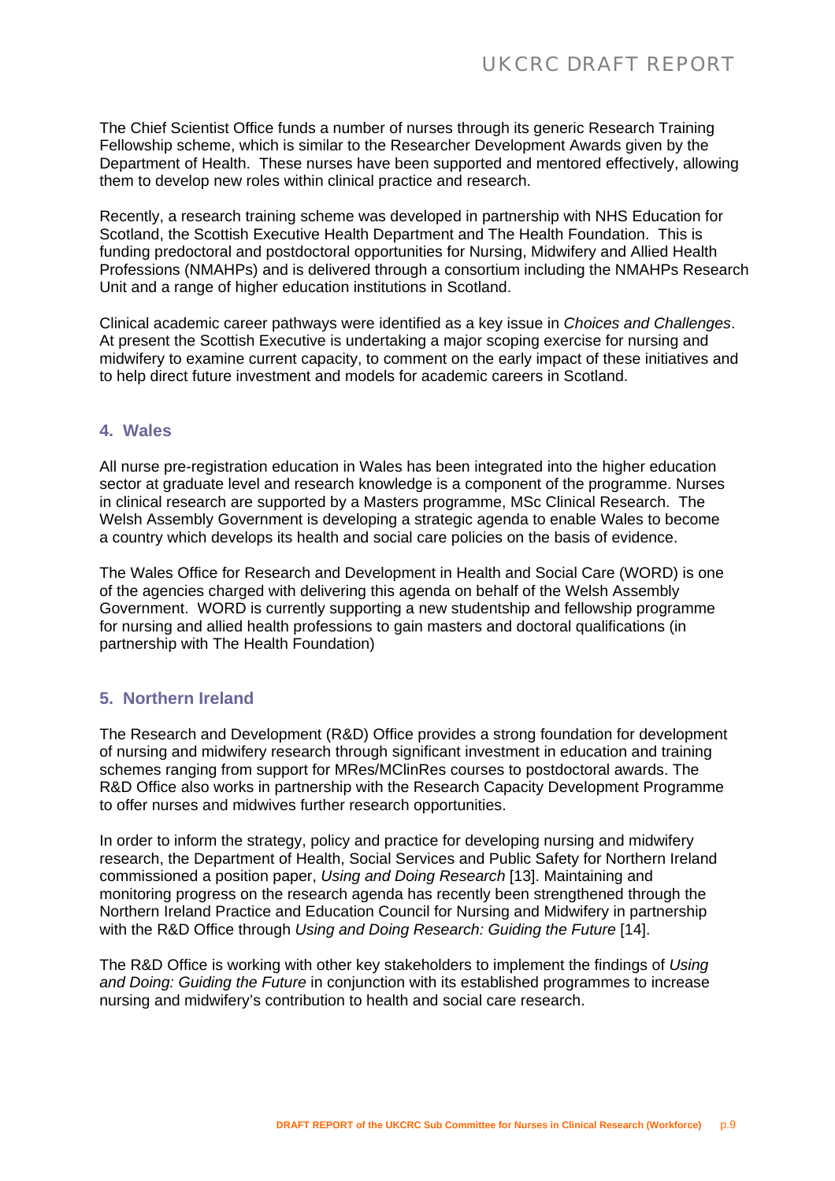The Chief Scientist Office funds a number of nurses through its generic Research Training Fellowship scheme, which is similar to the Researcher Development Awards given by the Department of Health. These nurses have been supported and mentored effectively, allowing them to develop new roles within clinical practice and research.

Recently, a research training scheme was developed in partnership with NHS Education for Scotland, the Scottish Executive Health Department and The Health Foundation. This is funding predoctoral and postdoctoral opportunities for Nursing, Midwifery and Allied Health Professions (NMAHPs) and is delivered through a consortium including the NMAHPs Research Unit and a range of higher education institutions in Scotland.

Clinical academic career pathways were identified as a key issue in *Choices and Challenges*. At present the Scottish Executive is undertaking a major scoping exercise for nursing and midwifery to examine current capacity, to comment on the early impact of these initiatives and to help direct future investment and models for academic careers in Scotland.

## 4. Wales

All nurse pre-registration education in Wales has been integrated into the higher education sector at graduate level and research knowledge is a component of the programme. Nurses in clinical research are supported by a Masters programme, MSc Clinical Research. The Welsh Assembly Government is developing a strategic agenda to enable Wales to become a country which develops its health and social care policies on the basis of evidence.

The Wales Office for Research and Development in Health and Social Care (WORD) is one of the agencies charged with delivering this agenda on behalf of the Welsh Assembly Government. WORD is currently supporting a new studentship and fellowship programme for nursing and allied health professions to gain masters and doctoral qualifications (in partnership with The Health Foundation)

## 5. Northern Ireland

The Research and Development (R&D) Office provides a strong foundation for development of nursing and midwifery research through significant investment in education and training schemes ranging from support for MRes/MClinRes courses to postdoctoral awards. The R&D Office also works in partnership with the Research Capacity Development Programme to offer nurses and midwives further research opportunities.

In order to inform the strategy, policy and practice for developing nursing and midwifery research, the Department of Health, Social Services and Public Safety for Northern Ireland commissioned a position paper, *Using and Doing Research* [13]. Maintaining and monitoring progress on the research agenda has recently been strengthened through the Northern Ireland Practice and Education Council for Nursing and Midwifery in partnership with the R&D Office through *Using and Doing Research: Guiding the Future* [14].

The R&D Office is working with other key stakeholders to implement the findings of *Using and Doing: Guiding the Future* in conjunction with its established programmes to increase nursing and midwifery's contribution to health and social care research.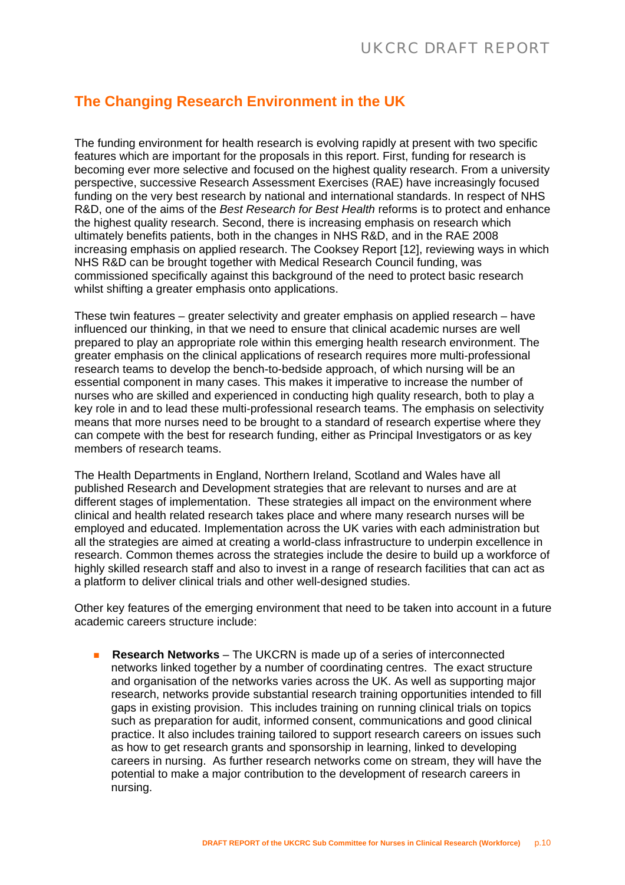## The Changing Research Environment in the UK

The funding environment for health research is evolving rapidly at present with two specific features which are important for the proposals in this report. First, funding for research is becoming ever more selective and focused on the highest quality research. From a university perspective, successive Research Assessment Exercises (RAE) have increasingly focused funding on the very best research by national and international standards. In respect of NHS R&D, one of the aims of the *Best Research for Best Health* reforms is to protect and enhance the highest quality research. Second, there is increasing emphasis on research which ultimately benefits patients, both in the changes in NHS R&D, and in the RAE 2008 increasing emphasis on applied research. The Cooksey Report [12], reviewing ways in which NHS R&D can be brought together with Medical Research Council funding, was commissioned specifically against this background of the need to protect basic research whilst shifting a greater emphasis onto applications.

These twin features – greater selectivity and greater emphasis on applied research – have influenced our thinking, in that we need to ensure that clinical academic nurses are well prepared to play an appropriate role within this emerging health research environment. The greater emphasis on the clinical applications of research requires more multi-professional research teams to develop the bench-to-bedside approach, of which nursing will be an essential component in many cases. This makes it imperative to increase the number of nurses who are skilled and experienced in conducting high quality research, both to play a key role in and to lead these multi-professional research teams. The emphasis on selectivity means that more nurses need to be brought to a standard of research expertise where they can compete with the best for research funding, either as Principal Investigators or as key members of research teams.

The Health Departments in England, Northern Ireland, Scotland and Wales have all published Research and Development strategies that are relevant to nurses and are at different stages of implementation. These strategies all impact on the environment where clinical and health related research takes place and where many research nurses will be employed and educated. Implementation across the UK varies with each administration but all the strategies are aimed at creating a world-class infrastructure to underpin excellence in research. Common themes across the strategies include the desire to build up a workforce of highly skilled research staff and also to invest in a range of research facilities that can act as a platform to deliver clinical trials and other well-designed studies.

Other key features of the emerging environment that need to be taken into account in a future academic careers structure include:

- **Research Networks** – The UKCRN is made up of a series of interconnected networks linked together by a number of coordinating centres. The exact structure and organisation of the networks varies across the UK. As well as supporting major research, networks provide substantial research training opportunities intended to fill gaps in existing provision. This includes training on running clinical trials on topics such as preparation for audit, informed consent, communications and good clinical practice. It also includes training tailored to support research careers on issues such as how to get research grants and sponsorship in learning, linked to developing careers in nursing. As further research networks come on stream, they will have the potential to make a major contribution to the development of research careers in nursing.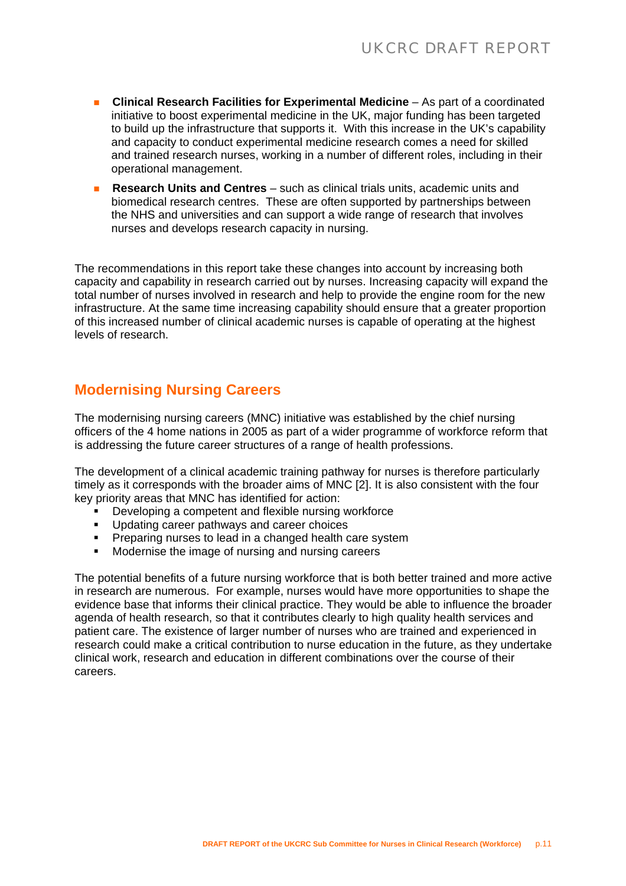- **Clinical Research Facilities for Experimental Medicine** – As part of a coordinated initiative to boost experimental medicine in the UK, major funding has been targeted to build up the infrastructure that supports it. With this increase in the UK's capability and capacity to conduct experimental medicine research comes a need for skilled and trained research nurses, working in a number of different roles, including in their operational management.
- **Research Units and Centres** – such as clinical trials units, academic units and biomedical research centres. These are often supported by partnerships between the NHS and universities and can support a wide range of research that involves nurses and develops research capacity in nursing.

The recommendations in this report take these changes into account by increasing both capacity and capability in research carried out by nurses. Increasing capacity will expand the total number of nurses involved in research and help to provide the engine room for the new infrastructure. At the same time increasing capability should ensure that a greater proportion of this increased number of clinical academic nurses is capable of operating at the highest levels of research.

## Modernising Nursing Careers

The modernising nursing careers (MNC) initiative was established by the chief nursing officers of the 4 home nations in 2005 as part of a wider programme of workforce reform that is addressing the future career structures of a range of health professions.

The development of a clinical academic training pathway for nurses is therefore particularly timely as it corresponds with the broader aims of MNC [2]. It is also consistent with the four key priority areas that MNC has identified for action:

- Developing a competent and flexible nursing workforce
- Updating career pathways and career choices
- Preparing nurses to lead in a changed health care system
- Modernise the image of nursing and nursing careers

The potential benefits of a future nursing workforce that is both better trained and more active in research are numerous. For example, nurses would have more opportunities to shape the evidence base that informs their clinical practice. They would be able to influence the broader agenda of health research, so that it contributes clearly to high quality health services and patient care. The existence of larger number of nurses who are trained and experienced in research could make a critical contribution to nurse education in the future, as they undertake clinical work, research and education in different combinations over the course of their careers.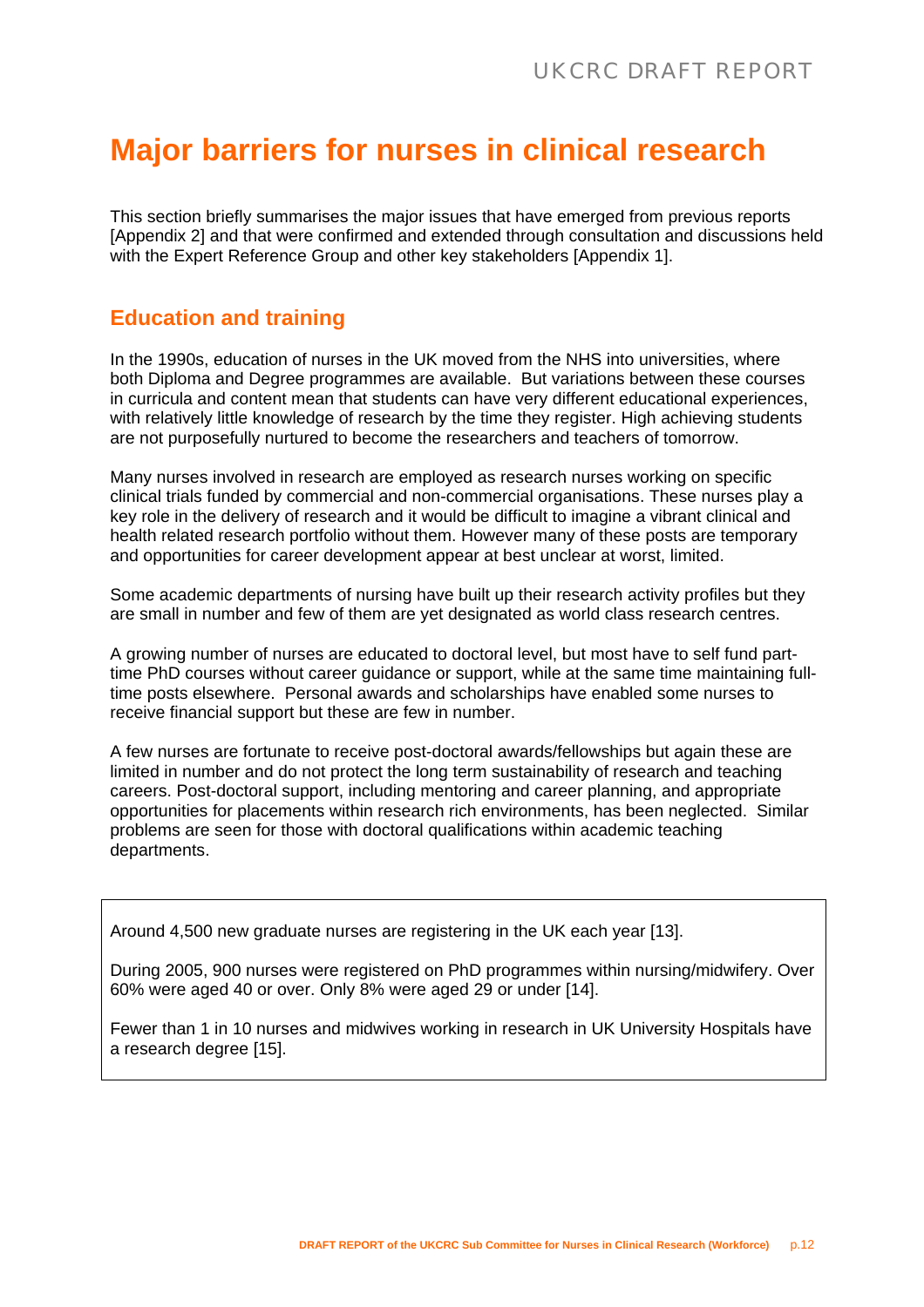# Major barriers for nurses in clinical research

This section briefly summarises the major issues that have emerged from previous reports [Appendix 2] and that were confirmed and extended through consultation and discussions held with the Expert Reference Group and other key stakeholders [Appendix 1].

## Education and training

In the 1990s, education of nurses in the UK moved from the NHS into universities, where both Diploma and Degree programmes are available. But variations between these courses in curricula and content mean that students can have very different educational experiences, with relatively little knowledge of research by the time they register. High achieving students are not purposefully nurtured to become the researchers and teachers of tomorrow.

Many nurses involved in research are employed as research nurses working on specific clinical trials funded by commercial and non-commercial organisations. These nurses play a key role in the delivery of research and it would be difficult to imagine a vibrant clinical and health related research portfolio without them. However many of these posts are temporary and opportunities for career development appear at best unclear at worst, limited.

Some academic departments of nursing have built up their research activity profiles but they are small in number and few of them are yet designated as world class research centres.

A growing number of nurses are educated to doctoral level, but most have to self fund part-time PhD courses without career guidance or support, while at the same time maintaining full-time posts elsewhere. Personal awards and scholarships have enabled some nurses to receive financial support but these are few in number.

A few nurses are fortunate to receive post-doctoral awards/fellowships but again these are limited in number and do not protect the long term sustainability of research and teaching careers. Post-doctoral support, including mentoring and career planning, and appropriate opportunities for placements within research rich environments, has been neglected. Similar problems are seen for those with doctoral qualifications within academic teaching departments.

> Around 4,500 new graduate nurses are registering in the UK each year [13].
>
> During 2005, 900 nurses were registered on PhD programmes within nursing/midwifery. Over 60% were aged 40 or over. Only 8% were aged 29 or under [14].
>
> Fewer than 1 in 10 nurses and midwives working in research in UK University Hospitals have a research degree [15].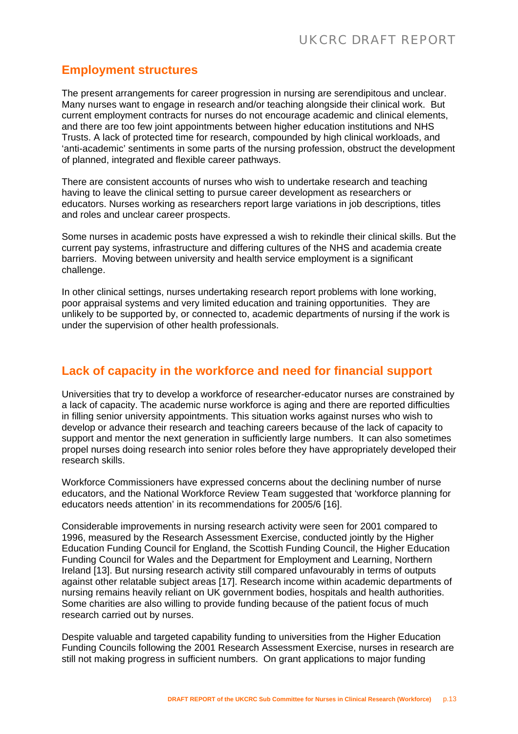## Employment structures

The present arrangements for career progression in nursing are serendipitous and unclear. Many nurses want to engage in research and/or teaching alongside their clinical work. But current employment contracts for nurses do not encourage academic and clinical elements, and there are too few joint appointments between higher education institutions and NHS Trusts. A lack of protected time for research, compounded by high clinical workloads, and 'anti-academic' sentiments in some parts of the nursing profession, obstruct the development of planned, integrated and flexible career pathways.

There are consistent accounts of nurses who wish to undertake research and teaching having to leave the clinical setting to pursue career development as researchers or educators. Nurses working as researchers report large variations in job descriptions, titles and roles and unclear career prospects.

Some nurses in academic posts have expressed a wish to rekindle their clinical skills. But the current pay systems, infrastructure and differing cultures of the NHS and academia create barriers. Moving between university and health service employment is a significant challenge.

In other clinical settings, nurses undertaking research report problems with lone working, poor appraisal systems and very limited education and training opportunities. They are unlikely to be supported by, or connected to, academic departments of nursing if the work is under the supervision of other health professionals.

## Lack of capacity in the workforce and need for financial support

Universities that try to develop a workforce of researcher-educator nurses are constrained by a lack of capacity. The academic nurse workforce is aging and there are reported difficulties in filling senior university appointments. This situation works against nurses who wish to develop or advance their research and teaching careers because of the lack of capacity to support and mentor the next generation in sufficiently large numbers. It can also sometimes propel nurses doing research into senior roles before they have appropriately developed their research skills.

Workforce Commissioners have expressed concerns about the declining number of nurse educators, and the National Workforce Review Team suggested that 'workforce planning for educators needs attention' in its recommendations for 2005/6 [16].

Considerable improvements in nursing research activity were seen for 2001 compared to 1996, measured by the Research Assessment Exercise, conducted jointly by the Higher Education Funding Council for England, the Scottish Funding Council, the Higher Education Funding Council for Wales and the Department for Employment and Learning, Northern Ireland [13]. But nursing research activity still compared unfavourably in terms of outputs against other relatable subject areas [17]. Research income within academic departments of nursing remains heavily reliant on UK government bodies, hospitals and health authorities. Some charities are also willing to provide funding because of the patient focus of much research carried out by nurses.

Despite valuable and targeted capability funding to universities from the Higher Education Funding Councils following the 2001 Research Assessment Exercise, nurses in research are still not making progress in sufficient numbers. On grant applications to major funding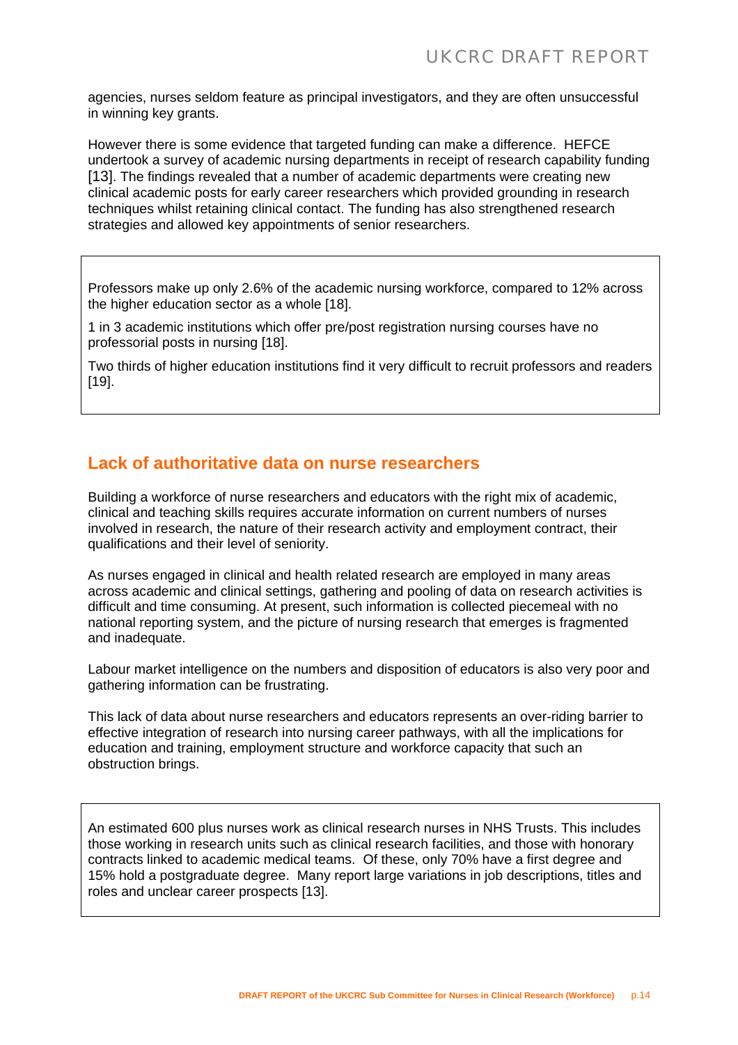agencies, nurses seldom feature as principal investigators, and they are often unsuccessful in winning key grants.

However there is some evidence that targeted funding can make a difference. HEFCE undertook a survey of academic nursing departments in receipt of research capability funding [13]. The findings revealed that a number of academic departments were creating new clinical academic posts for early career researchers which provided grounding in research techniques whilst retaining clinical contact. The funding has also strengthened research strategies and allowed key appointments of senior researchers.

> Professors make up only 2.6% of the academic nursing workforce, compared to 12% across the higher education sector as a whole [18].
>
> 1 in 3 academic institutions which offer pre/post registration nursing courses have no professorial posts in nursing [18].
>
> Two thirds of higher education institutions find it very difficult to recruit professors and readers [19].

## Lack of authoritative data on nurse researchers

Building a workforce of nurse researchers and educators with the right mix of academic, clinical and teaching skills requires accurate information on current numbers of nurses involved in research, the nature of their research activity and employment contract, their qualifications and their level of seniority.

As nurses engaged in clinical and health related research are employed in many areas across academic and clinical settings, gathering and pooling of data on research activities is difficult and time consuming. At present, such information is collected piecemeal with no national reporting system, and the picture of nursing research that emerges is fragmented and inadequate.

Labour market intelligence on the numbers and disposition of educators is also very poor and gathering information can be frustrating.

This lack of data about nurse researchers and educators represents an over-riding barrier to effective integration of research into nursing career pathways, with all the implications for education and training, employment structure and workforce capacity that such an obstruction brings.

> An estimated 600 plus nurses work as clinical research nurses in NHS Trusts. This includes those working in research units such as clinical research facilities, and those with honorary contracts linked to academic medical teams. Of these, only 70% have a first degree and 15% hold a postgraduate degree. Many report large variations in job descriptions, titles and roles and unclear career prospects [13].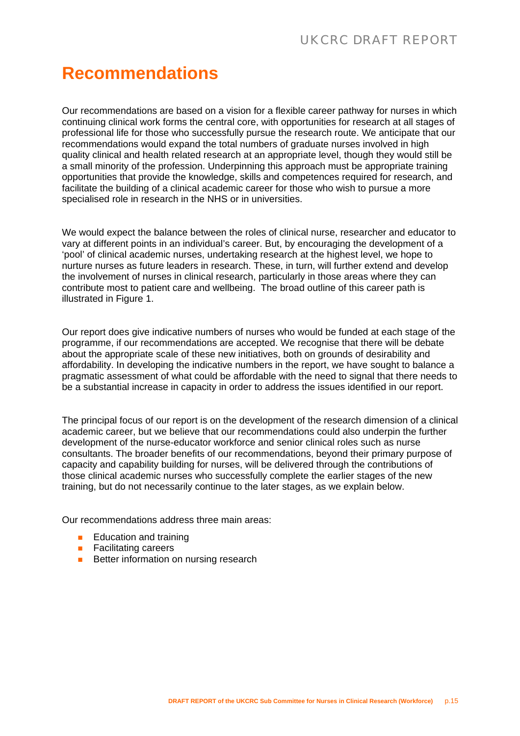# Recommendations

Our recommendations are based on a vision for a flexible career pathway for nurses in which continuing clinical work forms the central core, with opportunities for research at all stages of professional life for those who successfully pursue the research route. We anticipate that our recommendations would expand the total numbers of graduate nurses involved in high quality clinical and health related research at an appropriate level, though they would still be a small minority of the profession. Underpinning this approach must be appropriate training opportunities that provide the knowledge, skills and competences required for research, and facilitate the building of a clinical academic career for those who wish to pursue a more specialised role in research in the NHS or in universities.

We would expect the balance between the roles of clinical nurse, researcher and educator to vary at different points in an individual's career. But, by encouraging the development of a 'pool' of clinical academic nurses, undertaking research at the highest level, we hope to nurture nurses as future leaders in research. These, in turn, will further extend and develop the involvement of nurses in clinical research, particularly in those areas where they can contribute most to patient care and wellbeing. The broad outline of this career path is illustrated in Figure 1.

Our report does give indicative numbers of nurses who would be funded at each stage of the programme, if our recommendations are accepted. We recognise that there will be debate about the appropriate scale of these new initiatives, both on grounds of desirability and affordability. In developing the indicative numbers in the report, we have sought to balance a pragmatic assessment of what could be affordable with the need to signal that there needs to be a substantial increase in capacity in order to address the issues identified in our report.

The principal focus of our report is on the development of the research dimension of a clinical academic career, but we believe that our recommendations could also underpin the further development of the nurse-educator workforce and senior clinical roles such as nurse consultants. The broader benefits of our recommendations, beyond their primary purpose of capacity and capability building for nurses, will be delivered through the contributions of those clinical academic nurses who successfully complete the earlier stages of the new training, but do not necessarily continue to the later stages, as we explain below.

Our recommendations address three main areas:

- Education and training
- Facilitating careers
- Better information on nursing research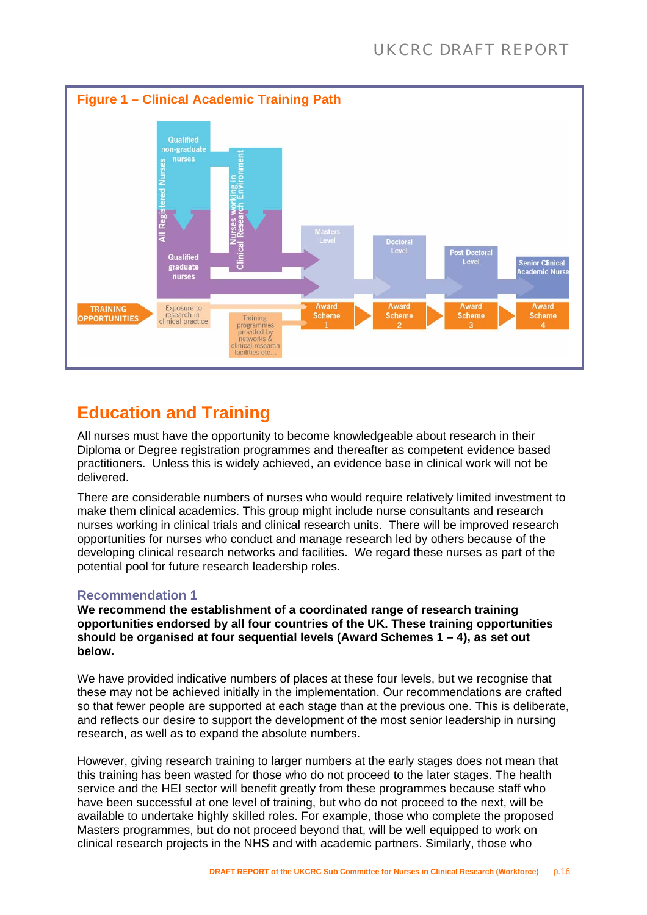**Figure 1 – Clinical Academic Training Path**

| | | | | | | |
|---|---|---|---|---|---|---|
| | All Registered Nurses: Qualified non-graduate nurses; Qualified graduate nurses | Nurses working in Clinical Research Environment | Masters Level | Doctoral Level | Post Doctoral Level | Senior Clinical Academic Nurse |
| TRAINING OPPORTUNITIES | Exposure to research in clinical practice | Training programmes provided by networks & clinical research facilities etc... | Award Scheme 1 | Award Scheme 2 | Award Scheme 3 | Award Scheme 4 |

## Education and Training

All nurses must have the opportunity to become knowledgeable about research in their Diploma or Degree registration programmes and thereafter as competent evidence based practitioners. Unless this is widely achieved, an evidence base in clinical work will not be delivered.

There are considerable numbers of nurses who would require relatively limited investment to make them clinical academics. This group might include nurse consultants and research nurses working in clinical trials and clinical research units. There will be improved research opportunities for nurses who conduct and manage research led by others because of the developing clinical research networks and facilities. We regard these nurses as part of the potential pool for future research leadership roles.

### Recommendation 1

**We recommend the establishment of a coordinated range of research training opportunities endorsed by all four countries of the UK. These training opportunities should be organised at four sequential levels (Award Schemes 1 – 4), as set out below.**

We have provided indicative numbers of places at these four levels, but we recognise that these may not be achieved initially in the implementation. Our recommendations are crafted so that fewer people are supported at each stage than at the previous one. This is deliberate, and reflects our desire to support the development of the most senior leadership in nursing research, as well as to expand the absolute numbers.

However, giving research training to larger numbers at the early stages does not mean that this training has been wasted for those who do not proceed to the later stages. The health service and the HEI sector will benefit greatly from these programmes because staff who have been successful at one level of training, but who do not proceed to the next, will be available to undertake highly skilled roles. For example, those who complete the proposed Masters programmes, but do not proceed beyond that, will be well equipped to work on clinical research projects in the NHS and with academic partners. Similarly, those who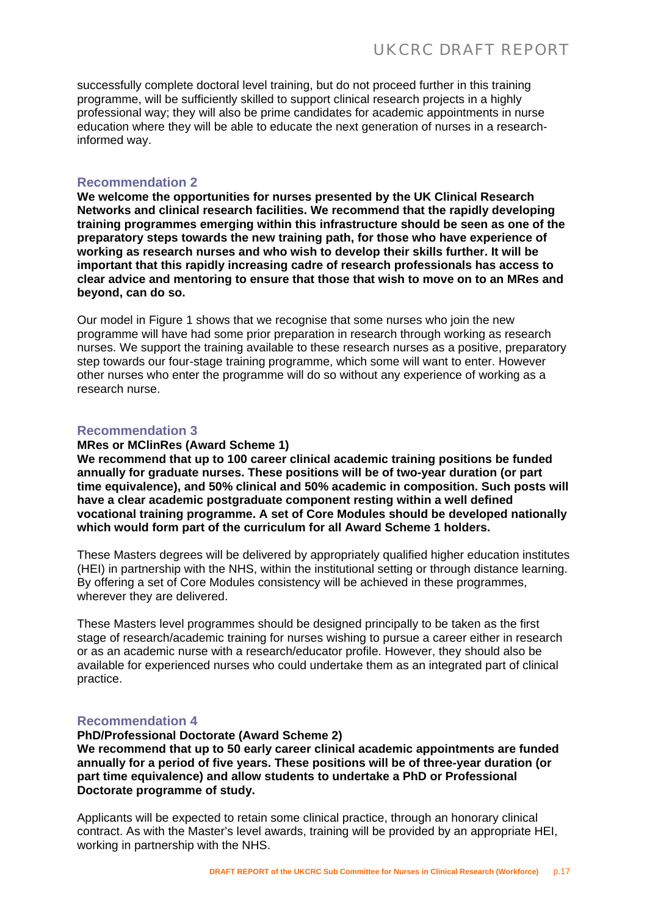successfully complete doctoral level training, but do not proceed further in this training programme, will be sufficiently skilled to support clinical research projects in a highly professional way; they will also be prime candidates for academic appointments in nurse education where they will be able to educate the next generation of nurses in a research-informed way.

### Recommendation 2

**We welcome the opportunities for nurses presented by the UK Clinical Research Networks and clinical research facilities. We recommend that the rapidly developing training programmes emerging within this infrastructure should be seen as one of the preparatory steps towards the new training path, for those who have experience of working as research nurses and who wish to develop their skills further. It will be important that this rapidly increasing cadre of research professionals has access to clear advice and mentoring to ensure that those that wish to move on to an MRes and beyond, can do so.**

Our model in Figure 1 shows that we recognise that some nurses who join the new programme will have had some prior preparation in research through working as research nurses. We support the training available to these research nurses as a positive, preparatory step towards our four-stage training programme, which some will want to enter. However other nurses who enter the programme will do so without any experience of working as a research nurse.

### Recommendation 3

**MRes or MClinRes (Award Scheme 1)**

**We recommend that up to 100 career clinical academic training positions be funded annually for graduate nurses. These positions will be of two-year duration (or part time equivalence), and 50% clinical and 50% academic in composition. Such posts will have a clear academic postgraduate component resting within a well defined vocational training programme. A set of Core Modules should be developed nationally which would form part of the curriculum for all Award Scheme 1 holders.**

These Masters degrees will be delivered by appropriately qualified higher education institutes (HEI) in partnership with the NHS, within the institutional setting or through distance learning. By offering a set of Core Modules consistency will be achieved in these programmes, wherever they are delivered.

These Masters level programmes should be designed principally to be taken as the first stage of research/academic training for nurses wishing to pursue a career either in research or as an academic nurse with a research/educator profile. However, they should also be available for experienced nurses who could undertake them as an integrated part of clinical practice.

### Recommendation 4

**PhD/Professional Doctorate (Award Scheme 2)**

**We recommend that up to 50 early career clinical academic appointments are funded annually for a period of five years. These positions will be of three-year duration (or part time equivalence) and allow students to undertake a PhD or Professional Doctorate programme of study.**

Applicants will be expected to retain some clinical practice, through an honorary clinical contract. As with the Master's level awards, training will be provided by an appropriate HEI, working in partnership with the NHS.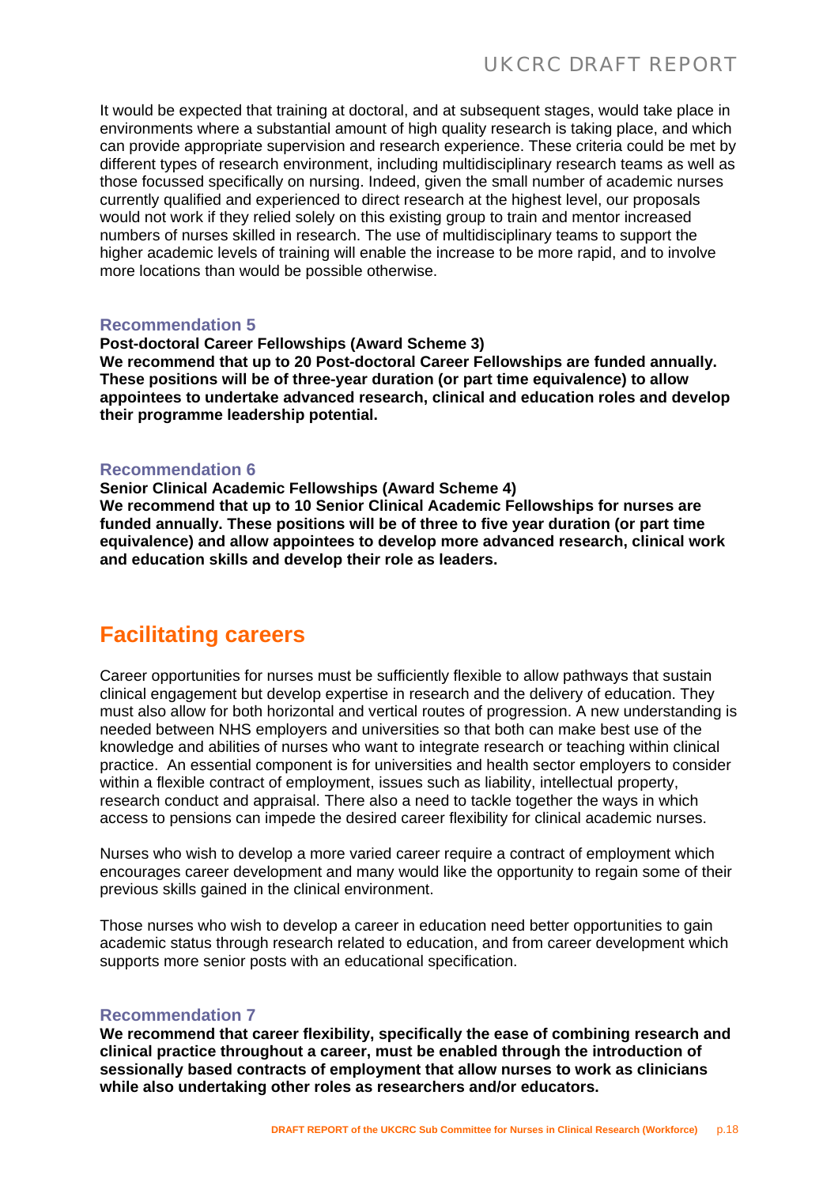It would be expected that training at doctoral, and at subsequent stages, would take place in environments where a substantial amount of high quality research is taking place, and which can provide appropriate supervision and research experience. These criteria could be met by different types of research environment, including multidisciplinary research teams as well as those focussed specifically on nursing. Indeed, given the small number of academic nurses currently qualified and experienced to direct research at the highest level, our proposals would not work if they relied solely on this existing group to train and mentor increased numbers of nurses skilled in research. The use of multidisciplinary teams to support the higher academic levels of training will enable the increase to be more rapid, and to involve more locations than would be possible otherwise.

### Recommendation 5

**Post-doctoral Career Fellowships (Award Scheme 3)**
**We recommend that up to 20 Post-doctoral Career Fellowships are funded annually. These positions will be of three-year duration (or part time equivalence) to allow appointees to undertake advanced research, clinical and education roles and develop their programme leadership potential.**

### Recommendation 6

**Senior Clinical Academic Fellowships (Award Scheme 4)**
**We recommend that up to 10 Senior Clinical Academic Fellowships for nurses are funded annually. These positions will be of three to five year duration (or part time equivalence) and allow appointees to develop more advanced research, clinical work and education skills and develop their role as leaders.**

## Facilitating careers

Career opportunities for nurses must be sufficiently flexible to allow pathways that sustain clinical engagement but develop expertise in research and the delivery of education. They must also allow for both horizontal and vertical routes of progression. A new understanding is needed between NHS employers and universities so that both can make best use of the knowledge and abilities of nurses who want to integrate research or teaching within clinical practice. An essential component is for universities and health sector employers to consider within a flexible contract of employment, issues such as liability, intellectual property, research conduct and appraisal. There also a need to tackle together the ways in which access to pensions can impede the desired career flexibility for clinical academic nurses.

Nurses who wish to develop a more varied career require a contract of employment which encourages career development and many would like the opportunity to regain some of their previous skills gained in the clinical environment.

Those nurses who wish to develop a career in education need better opportunities to gain academic status through research related to education, and from career development which supports more senior posts with an educational specification.

### Recommendation 7

**We recommend that career flexibility, specifically the ease of combining research and clinical practice throughout a career, must be enabled through the introduction of sessionally based contracts of employment that allow nurses to work as clinicians while also undertaking other roles as researchers and/or educators.**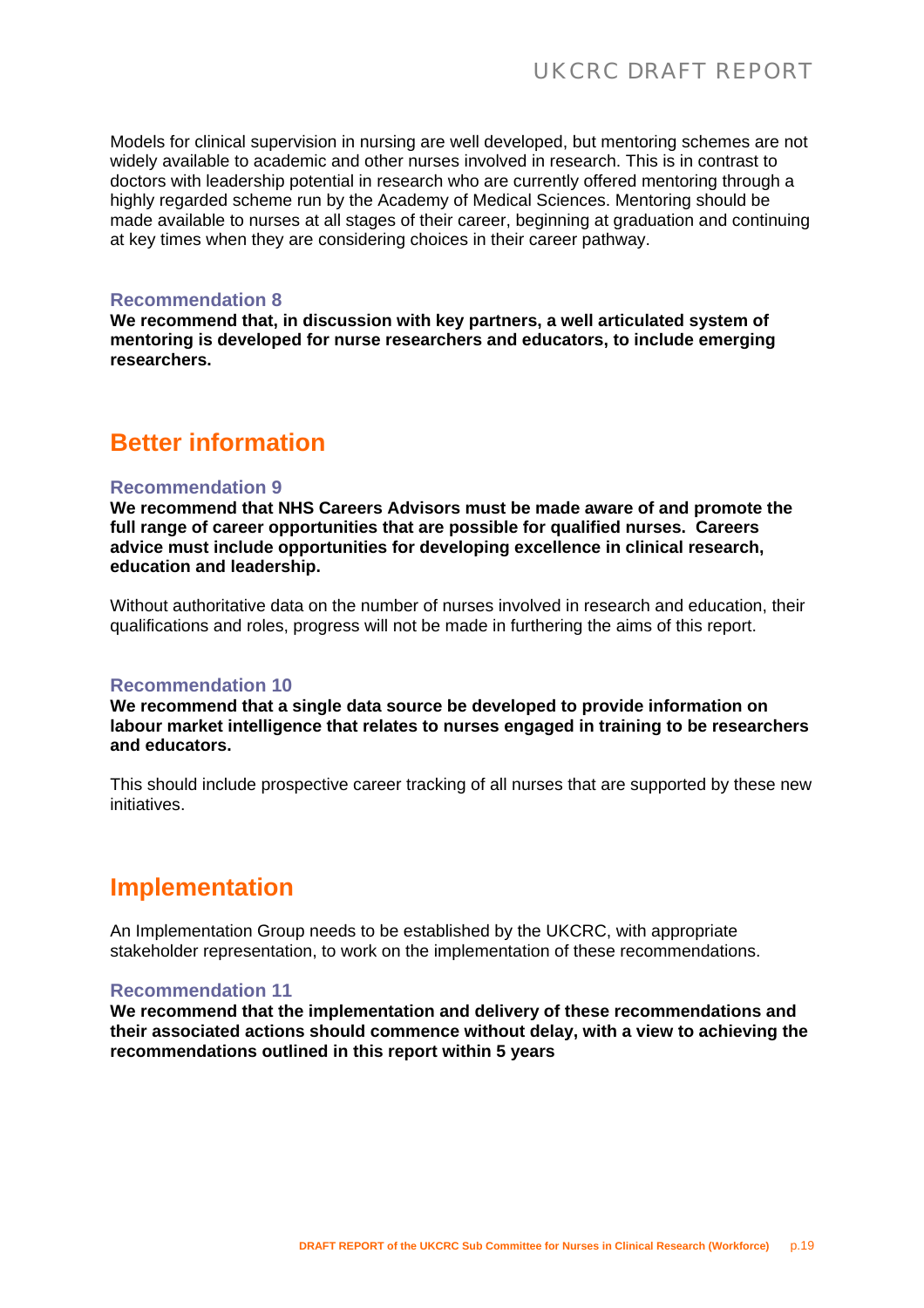Models for clinical supervision in nursing are well developed, but mentoring schemes are not widely available to academic and other nurses involved in research. This is in contrast to doctors with leadership potential in research who are currently offered mentoring through a highly regarded scheme run by the Academy of Medical Sciences. Mentoring should be made available to nurses at all stages of their career, beginning at graduation and continuing at key times when they are considering choices in their career pathway.

### Recommendation 8

**We recommend that, in discussion with key partners, a well articulated system of mentoring is developed for nurse researchers and educators, to include emerging researchers.**

## Better information

### Recommendation 9

**We recommend that NHS Careers Advisors must be made aware of and promote the full range of career opportunities that are possible for qualified nurses. Careers advice must include opportunities for developing excellence in clinical research, education and leadership.**

Without authoritative data on the number of nurses involved in research and education, their qualifications and roles, progress will not be made in furthering the aims of this report.

### Recommendation 10

**We recommend that a single data source be developed to provide information on labour market intelligence that relates to nurses engaged in training to be researchers and educators.**

This should include prospective career tracking of all nurses that are supported by these new initiatives.

## Implementation

An Implementation Group needs to be established by the UKCRC, with appropriate stakeholder representation, to work on the implementation of these recommendations.

### Recommendation 11

**We recommend that the implementation and delivery of these recommendations and their associated actions should commence without delay, with a view to achieving the recommendations outlined in this report within 5 years**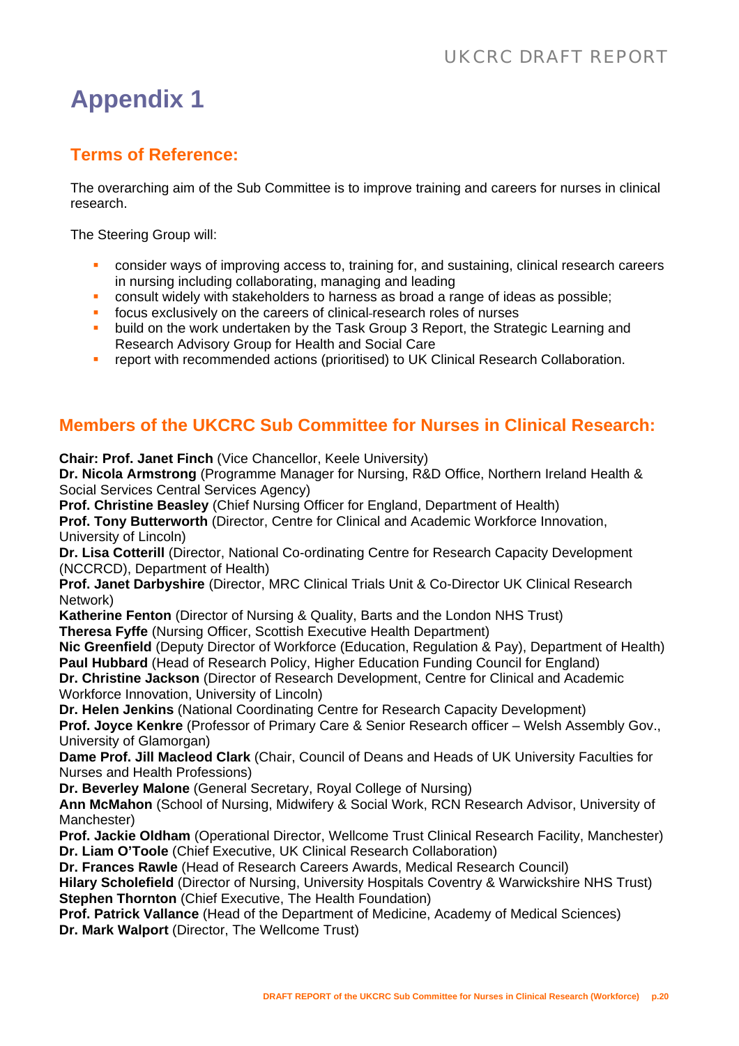# Appendix 1

## Terms of Reference:

The overarching aim of the Sub Committee is to improve training and careers for nurses in clinical research.

The Steering Group will:

- consider ways of improving access to, training for, and sustaining, clinical research careers in nursing including collaborating, managing and leading
- consult widely with stakeholders to harness as broad a range of ideas as possible;
- focus exclusively on the careers of clinical-research roles of nurses
- build on the work undertaken by the Task Group 3 Report, the Strategic Learning and Research Advisory Group for Health and Social Care
- report with recommended actions (prioritised) to UK Clinical Research Collaboration.

## Members of the UKCRC Sub Committee for Nurses in Clinical Research:

**Chair: Prof. Janet Finch** (Vice Chancellor, Keele University)
**Dr. Nicola Armstrong** (Programme Manager for Nursing, R&D Office, Northern Ireland Health & Social Services Central Services Agency)
**Prof. Christine Beasley** (Chief Nursing Officer for England, Department of Health)
**Prof. Tony Butterworth** (Director, Centre for Clinical and Academic Workforce Innovation, University of Lincoln)
**Dr. Lisa Cotterill** (Director, National Co-ordinating Centre for Research Capacity Development (NCCRCD), Department of Health)
**Prof. Janet Darbyshire** (Director, MRC Clinical Trials Unit & Co-Director UK Clinical Research Network)
**Katherine Fenton** (Director of Nursing & Quality, Barts and the London NHS Trust)
**Theresa Fyffe** (Nursing Officer, Scottish Executive Health Department)
**Nic Greenfield** (Deputy Director of Workforce (Education, Regulation & Pay), Department of Health)
**Paul Hubbard** (Head of Research Policy, Higher Education Funding Council for England)
**Dr. Christine Jackson** (Director of Research Development, Centre for Clinical and Academic Workforce Innovation, University of Lincoln)
**Dr. Helen Jenkins** (National Coordinating Centre for Research Capacity Development)
**Prof. Joyce Kenkre** (Professor of Primary Care & Senior Research officer – Welsh Assembly Gov., University of Glamorgan)
**Dame Prof. Jill Macleod Clark** (Chair, Council of Deans and Heads of UK University Faculties for Nurses and Health Professions)
**Dr. Beverley Malone** (General Secretary, Royal College of Nursing)
**Ann McMahon** (School of Nursing, Midwifery & Social Work, RCN Research Advisor, University of Manchester)
**Prof. Jackie Oldham** (Operational Director, Wellcome Trust Clinical Research Facility, Manchester)
**Dr. Liam O'Toole** (Chief Executive, UK Clinical Research Collaboration)
**Dr. Frances Rawle** (Head of Research Careers Awards, Medical Research Council)
**Hilary Scholefield** (Director of Nursing, University Hospitals Coventry & Warwickshire NHS Trust)
**Stephen Thornton** (Chief Executive, The Health Foundation)
**Prof. Patrick Vallance** (Head of the Department of Medicine, Academy of Medical Sciences)
**Dr. Mark Walport** (Director, The Wellcome Trust)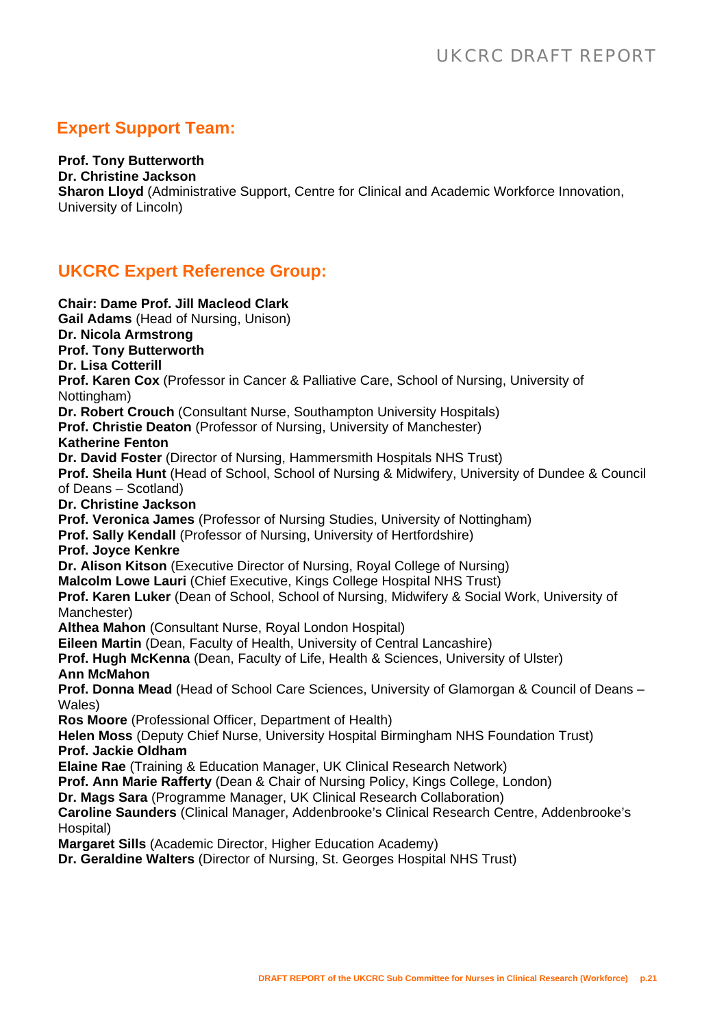## Expert Support Team:

**Prof. Tony Butterworth**
**Dr. Christine Jackson**
**Sharon Lloyd** (Administrative Support, Centre for Clinical and Academic Workforce Innovation, University of Lincoln)

## UKCRC Expert Reference Group:

**Chair: Dame Prof. Jill Macleod Clark**
**Gail Adams** (Head of Nursing, Unison)
**Dr. Nicola Armstrong**
**Prof. Tony Butterworth**
**Dr. Lisa Cotterill**
**Prof. Karen Cox** (Professor in Cancer & Palliative Care, School of Nursing, University of Nottingham)
**Dr. Robert Crouch** (Consultant Nurse, Southampton University Hospitals)
**Prof. Christie Deaton** (Professor of Nursing, University of Manchester)
**Katherine Fenton**
**Dr. David Foster** (Director of Nursing, Hammersmith Hospitals NHS Trust)
**Prof. Sheila Hunt** (Head of School, School of Nursing & Midwifery, University of Dundee & Council of Deans – Scotland)
**Dr. Christine Jackson**
**Prof. Veronica James** (Professor of Nursing Studies, University of Nottingham)
**Prof. Sally Kendall** (Professor of Nursing, University of Hertfordshire)
**Prof. Joyce Kenkre**
**Dr. Alison Kitson** (Executive Director of Nursing, Royal College of Nursing)
**Malcolm Lowe Lauri** (Chief Executive, Kings College Hospital NHS Trust)
**Prof. Karen Luker** (Dean of School, School of Nursing, Midwifery & Social Work, University of Manchester)
**Althea Mahon** (Consultant Nurse, Royal London Hospital)
**Eileen Martin** (Dean, Faculty of Health, University of Central Lancashire)
**Prof. Hugh McKenna** (Dean, Faculty of Life, Health & Sciences, University of Ulster)
**Ann McMahon**
**Prof. Donna Mead** (Head of School Care Sciences, University of Glamorgan & Council of Deans – Wales)
**Ros Moore** (Professional Officer, Department of Health)
**Helen Moss** (Deputy Chief Nurse, University Hospital Birmingham NHS Foundation Trust)
**Prof. Jackie Oldham**
**Elaine Rae** (Training & Education Manager, UK Clinical Research Network)
**Prof. Ann Marie Rafferty** (Dean & Chair of Nursing Policy, Kings College, London)
**Dr. Mags Sara** (Programme Manager, UK Clinical Research Collaboration)
**Caroline Saunders** (Clinical Manager, Addenbrooke's Clinical Research Centre, Addenbrooke's Hospital)
**Margaret Sills** (Academic Director, Higher Education Academy)
**Dr. Geraldine Walters** (Director of Nursing, St. Georges Hospital NHS Trust)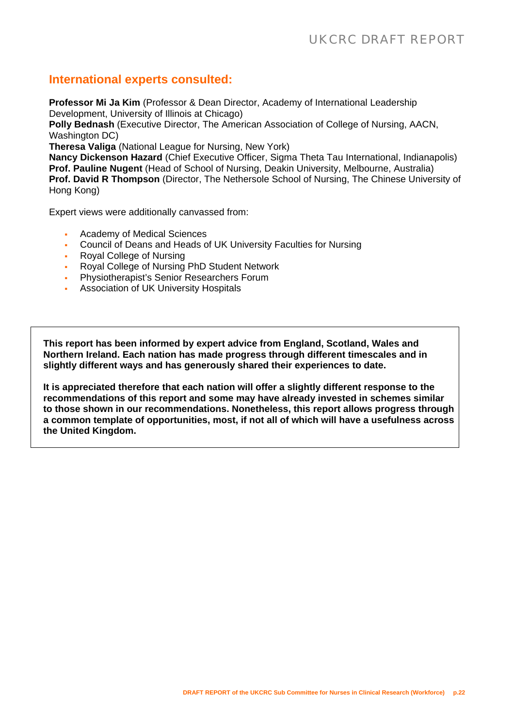## International experts consulted:

**Professor Mi Ja Kim** (Professor & Dean Director, Academy of International Leadership Development, University of Illinois at Chicago)
**Polly Bednash** (Executive Director, The American Association of College of Nursing, AACN, Washington DC)
**Theresa Valiga** (National League for Nursing, New York)
**Nancy Dickenson Hazard** (Chief Executive Officer, Sigma Theta Tau International, Indianapolis)
**Prof. Pauline Nugent** (Head of School of Nursing, Deakin University, Melbourne, Australia)
**Prof. David R Thompson** (Director, The Nethersole School of Nursing, The Chinese University of Hong Kong)

Expert views were additionally canvassed from:

- Academy of Medical Sciences
- Council of Deans and Heads of UK University Faculties for Nursing
- Royal College of Nursing
- Royal College of Nursing PhD Student Network
- Physiotherapist's Senior Researchers Forum
- Association of UK University Hospitals

**This report has been informed by expert advice from England, Scotland, Wales and Northern Ireland. Each nation has made progress through different timescales and in slightly different ways and has generously shared their experiences to date.**

**It is appreciated therefore that each nation will offer a slightly different response to the recommendations of this report and some may have already invested in schemes similar to those shown in our recommendations. Nonetheless, this report allows progress through a common template of opportunities, most, if not all of which will have a usefulness across the United Kingdom.**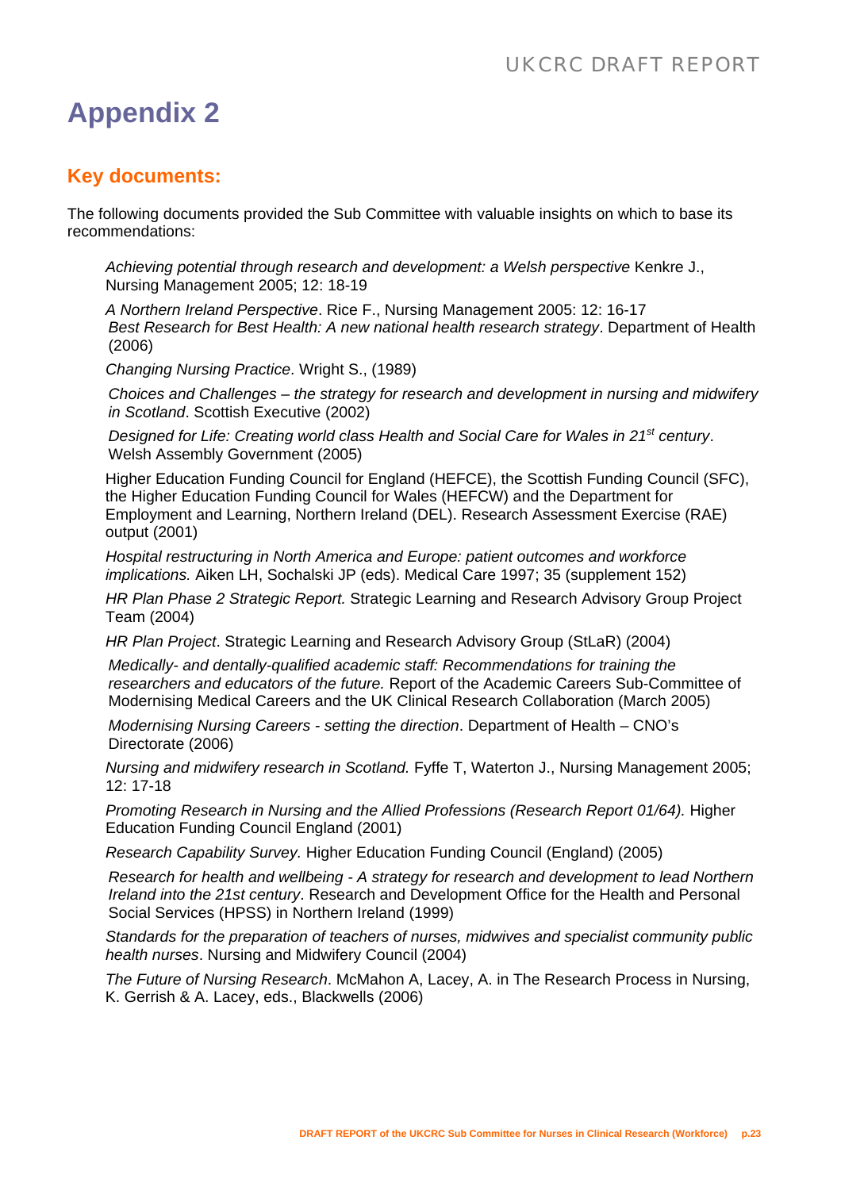# Appendix 2

## Key documents:

The following documents provided the Sub Committee with valuable insights on which to base its recommendations:

*Achieving potential through research and development: a Welsh perspective* Kenkre J., Nursing Management 2005; 12: 18-19

*A Northern Ireland Perspective*. Rice F., Nursing Management 2005: 12: 16-17

*Best Research for Best Health: A new national health research strategy*. Department of Health (2006)

*Changing Nursing Practice*. Wright S., (1989)

*Choices and Challenges – the strategy for research and development in nursing and midwifery in Scotland*. Scottish Executive (2002)

*Designed for Life: Creating world class Health and Social Care for Wales in 21st century*. Welsh Assembly Government (2005)

Higher Education Funding Council for England (HEFCE), the Scottish Funding Council (SFC), the Higher Education Funding Council for Wales (HEFCW) and the Department for Employment and Learning, Northern Ireland (DEL). Research Assessment Exercise (RAE) output (2001)

*Hospital restructuring in North America and Europe: patient outcomes and workforce implications.* Aiken LH, Sochalski JP (eds). Medical Care 1997; 35 (supplement 152)

*HR Plan Phase 2 Strategic Report.* Strategic Learning and Research Advisory Group Project Team (2004)

*HR Plan Project*. Strategic Learning and Research Advisory Group (StLaR) (2004)

*Medically- and dentally-qualified academic staff: Recommendations for training the researchers and educators of the future.* Report of the Academic Careers Sub-Committee of Modernising Medical Careers and the UK Clinical Research Collaboration (March 2005)

*Modernising Nursing Careers - setting the direction*. Department of Health – CNO's Directorate (2006)

*Nursing and midwifery research in Scotland.* Fyffe T, Waterton J., Nursing Management 2005; 12: 17-18

*Promoting Research in Nursing and the Allied Professions (Research Report 01/64).* Higher Education Funding Council England (2001)

*Research Capability Survey.* Higher Education Funding Council (England) (2005)

*Research for health and wellbeing - A strategy for research and development to lead Northern Ireland into the 21st century*. Research and Development Office for the Health and Personal Social Services (HPSS) in Northern Ireland (1999)

*Standards for the preparation of teachers of nurses, midwives and specialist community public health nurses*. Nursing and Midwifery Council (2004)

*The Future of Nursing Research*. McMahon A, Lacey, A. in The Research Process in Nursing, K. Gerrish & A. Lacey, eds., Blackwells (2006)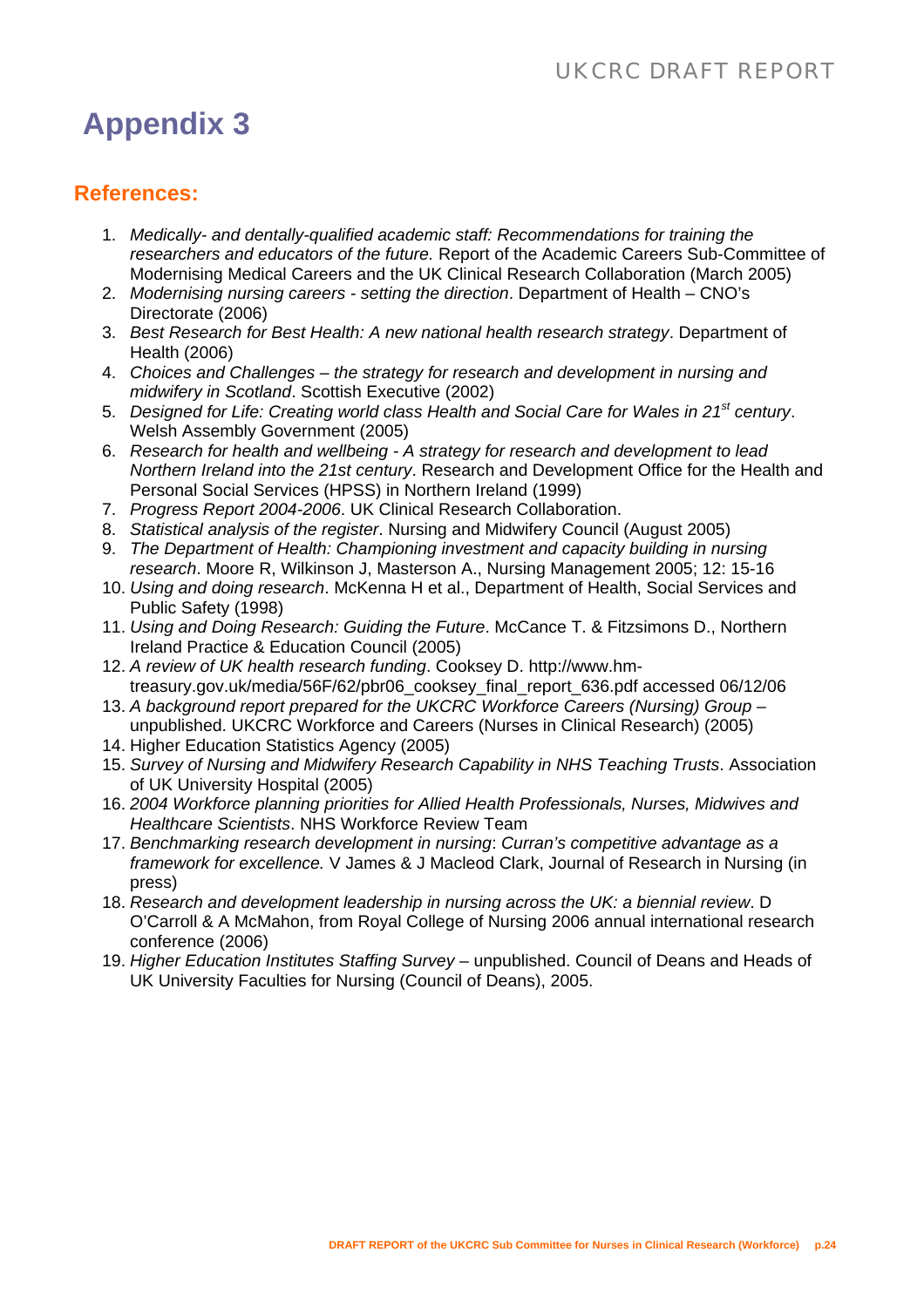# Appendix 3

## References:

1. *Medically- and dentally-qualified academic staff: Recommendations for training the researchers and educators of the future.* Report of the Academic Careers Sub-Committee of Modernising Medical Careers and the UK Clinical Research Collaboration (March 2005)
2. *Modernising nursing careers - setting the direction*. Department of Health – CNO's Directorate (2006)
3. *Best Research for Best Health: A new national health research strategy*. Department of Health (2006)
4. *Choices and Challenges – the strategy for research and development in nursing and midwifery in Scotland*. Scottish Executive (2002)
5. *Designed for Life: Creating world class Health and Social Care for Wales in 21st century*. Welsh Assembly Government (2005)
6. *Research for health and wellbeing - A strategy for research and development to lead Northern Ireland into the 21st century*. Research and Development Office for the Health and Personal Social Services (HPSS) in Northern Ireland (1999)
7. *Progress Report 2004-2006*. UK Clinical Research Collaboration.
8. *Statistical analysis of the register*. Nursing and Midwifery Council (August 2005)
9. *The Department of Health: Championing investment and capacity building in nursing research*. Moore R, Wilkinson J, Masterson A., Nursing Management 2005; 12: 15-16
10. *Using and doing research*. McKenna H et al., Department of Health, Social Services and Public Safety (1998)
11. *Using and Doing Research: Guiding the Future*. McCance T. & Fitzsimons D., Northern Ireland Practice & Education Council (2005)
12. *A review of UK health research funding*. Cooksey D. http://www.hm-treasury.gov.uk/media/56F/62/pbr06_cooksey_final_report_636.pdf accessed 06/12/06
13. *A background report prepared for the UKCRC Workforce Careers (Nursing) Group –* unpublished. UKCRC Workforce and Careers (Nurses in Clinical Research) (2005)
14. Higher Education Statistics Agency (2005)
15. *Survey of Nursing and Midwifery Research Capability in NHS Teaching Trusts*. Association of UK University Hospital (2005)
16. *2004 Workforce planning priorities for Allied Health Professionals, Nurses, Midwives and Healthcare Scientists*. NHS Workforce Review Team
17. *Benchmarking research development in nursing*: *Curran's competitive advantage as a framework for excellence.* V James & J Macleod Clark, Journal of Research in Nursing (in press)
18. *Research and development leadership in nursing across the UK: a biennial review*. D O'Carroll & A McMahon, from Royal College of Nursing 2006 annual international research conference (2006)
19. *Higher Education Institutes Staffing Survey* – unpublished. Council of Deans and Heads of UK University Faculties for Nursing (Council of Deans), 2005.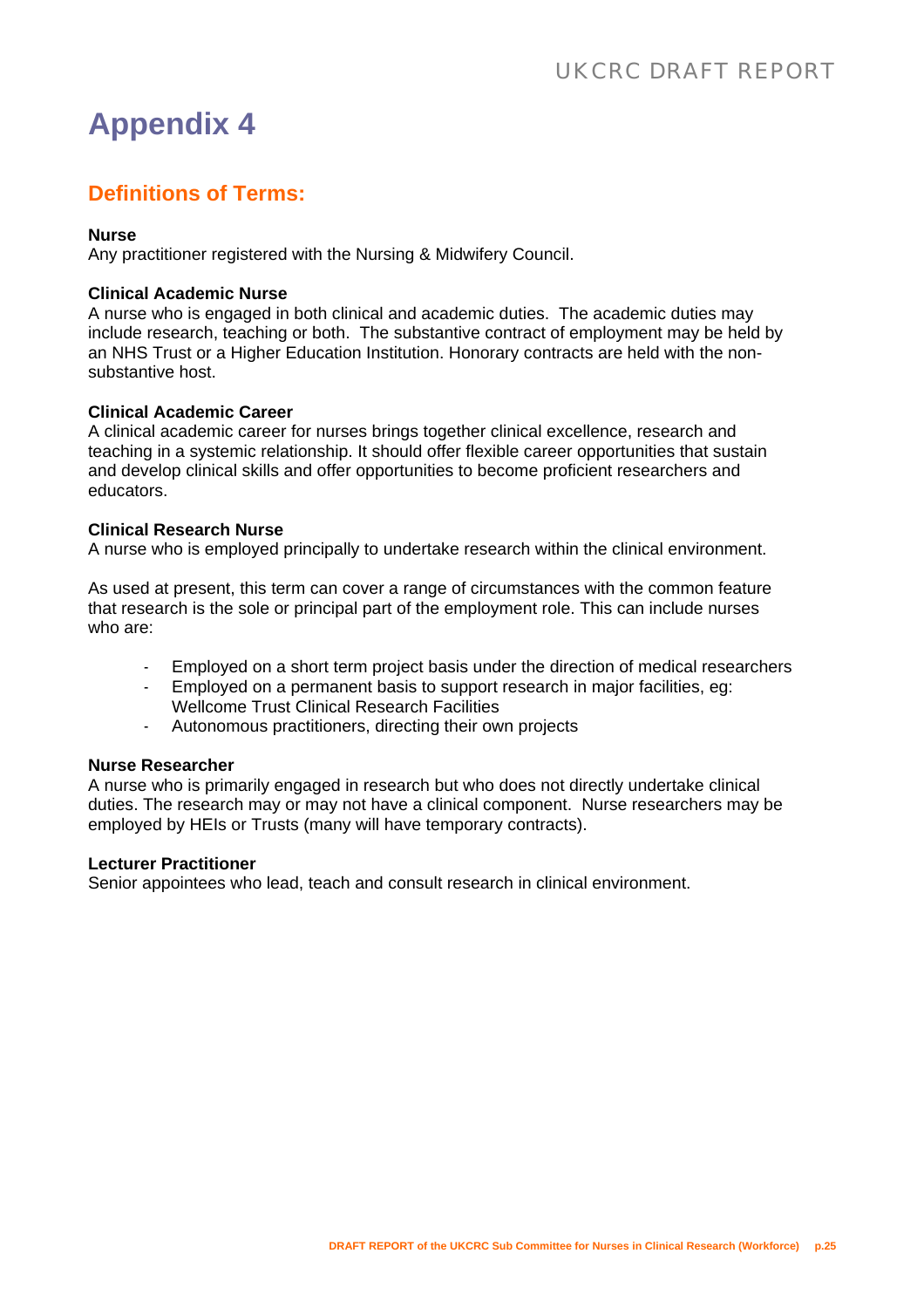# Appendix 4

## Definitions of Terms:

**Nurse**
Any practitioner registered with the Nursing & Midwifery Council.

**Clinical Academic Nurse**
A nurse who is engaged in both clinical and academic duties. The academic duties may include research, teaching or both. The substantive contract of employment may be held by an NHS Trust or a Higher Education Institution. Honorary contracts are held with the non-substantive host.

**Clinical Academic Career**
A clinical academic career for nurses brings together clinical excellence, research and teaching in a systemic relationship. It should offer flexible career opportunities that sustain and develop clinical skills and offer opportunities to become proficient researchers and educators.

**Clinical Research Nurse**
A nurse who is employed principally to undertake research within the clinical environment.

As used at present, this term can cover a range of circumstances with the common feature that research is the sole or principal part of the employment role. This can include nurses who are:

- Employed on a short term project basis under the direction of medical researchers
- Employed on a permanent basis to support research in major facilities, eg: Wellcome Trust Clinical Research Facilities
- Autonomous practitioners, directing their own projects

**Nurse Researcher**
A nurse who is primarily engaged in research but who does not directly undertake clinical duties. The research may or may not have a clinical component. Nurse researchers may be employed by HEIs or Trusts (many will have temporary contracts).

**Lecturer Practitioner**
Senior appointees who lead, teach and consult research in clinical environment.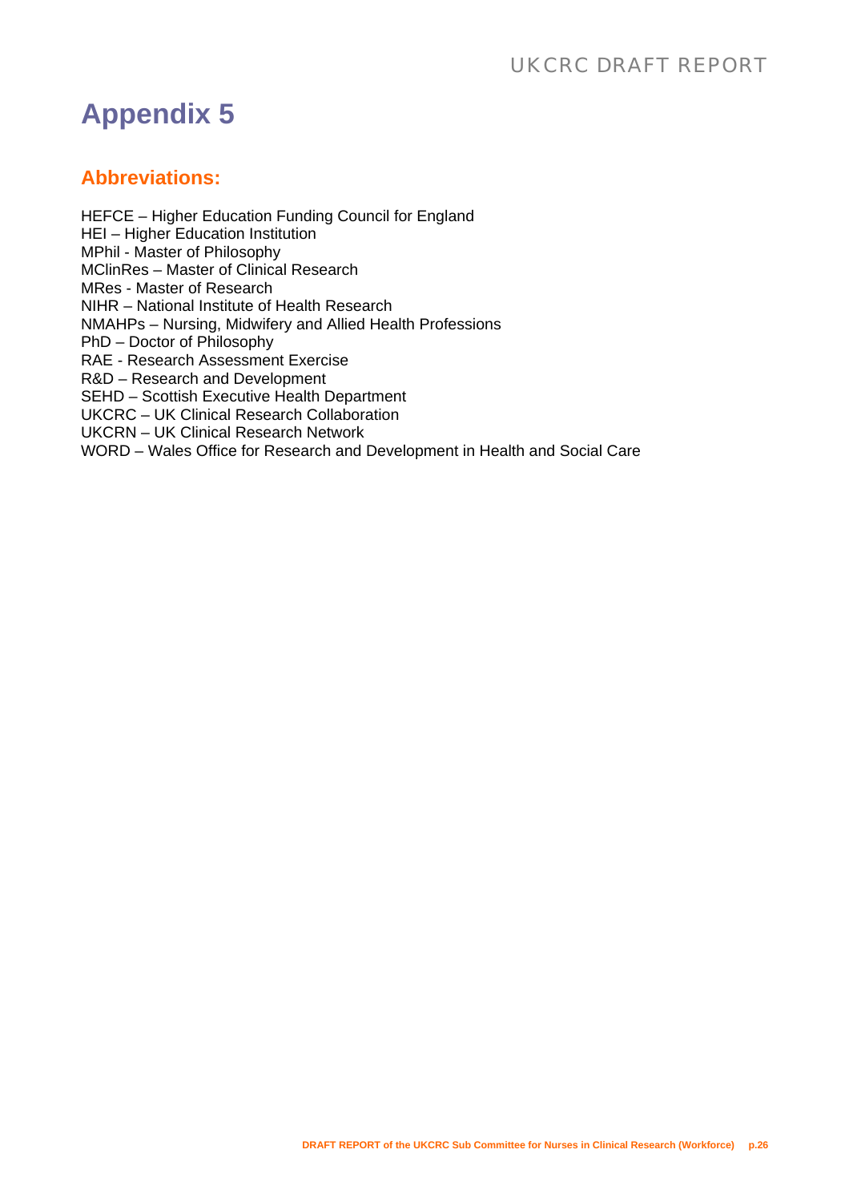# Appendix 5

## Abbreviations:

HEFCE – Higher Education Funding Council for England
HEI – Higher Education Institution
MPhil - Master of Philosophy
MClinRes – Master of Clinical Research
MRes - Master of Research
NIHR – National Institute of Health Research
NMAHPs – Nursing, Midwifery and Allied Health Professions
PhD – Doctor of Philosophy
RAE - Research Assessment Exercise
R&D – Research and Development
SEHD – Scottish Executive Health Department
UKCRC – UK Clinical Research Collaboration
UKCRN – UK Clinical Research Network
WORD – Wales Office for Research and Development in Health and Social Care